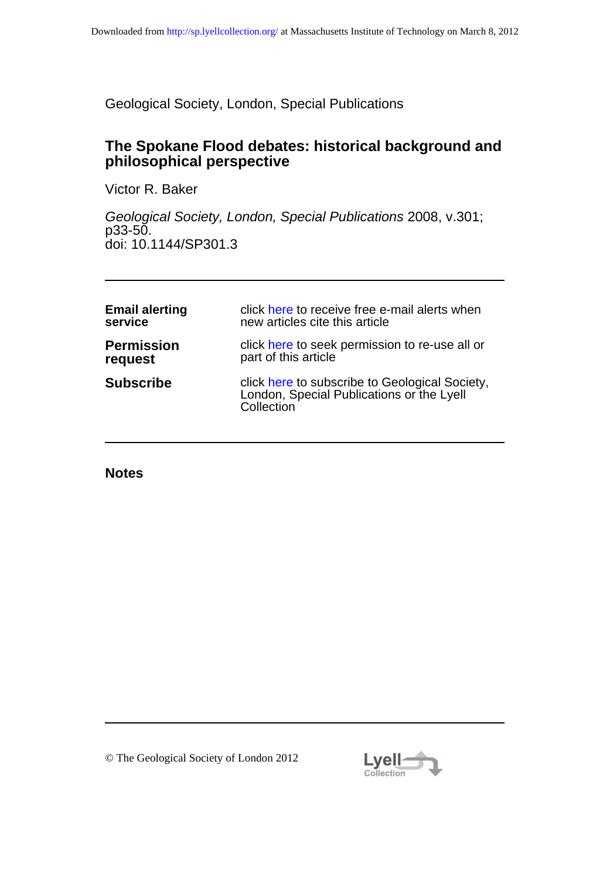Downloaded from http://sp.lyellcollection.org/ at Massachusetts Institute of Technology on March 8, 2012

Geological Society, London, Special Publications

# The Spokane Flood debates: historical background and philosophical perspective

Victor R. Baker

*Geological Society, London, Special Publications* 2008, v.301; p33-50.
doi: 10.1144/SP301.3

---

| | |
|---|---|
| **Email alerting service** | click here to receive free e-mail alerts when new articles cite this article |
| **Permission request** | click here to seek permission to re-use all or part of this article |
| **Subscribe** | click here to subscribe to Geological Society, London, Special Publications or the Lyell Collection |

---

**Notes**

---

© The Geological Society of London 2012

Lyell Collection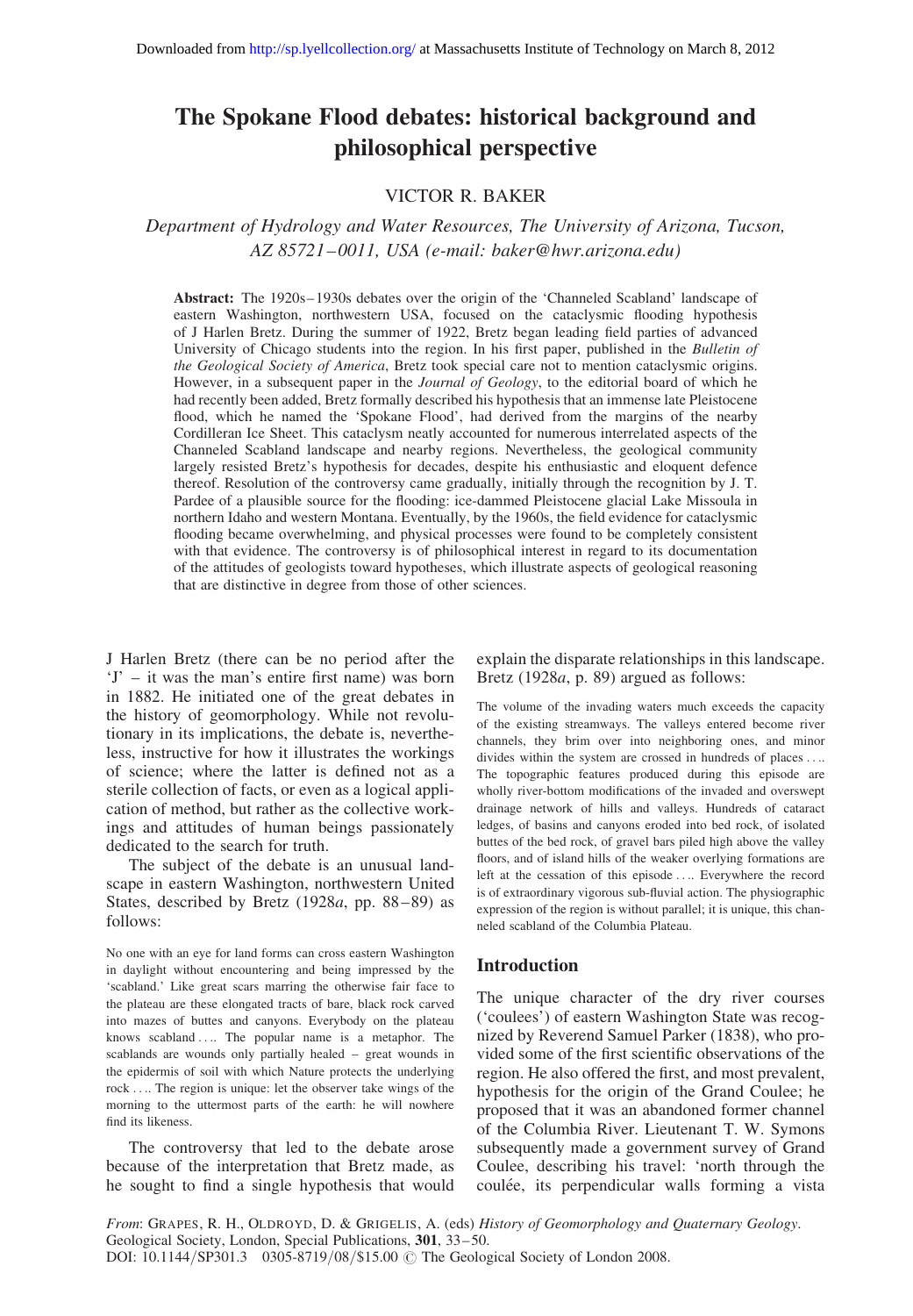# The Spokane Flood debates: historical background and philosophical perspective

VICTOR R. BAKER

*Department of Hydrology and Water Resources, The University of Arizona, Tucson, AZ 85721–0011, USA (e-mail: baker@hwr.arizona.edu)*

**Abstract:** The 1920s–1930s debates over the origin of the 'Channeled Scabland' landscape of eastern Washington, northwestern USA, focused on the cataclysmic flooding hypothesis of J Harlen Bretz. During the summer of 1922, Bretz began leading field parties of advanced University of Chicago students into the region. In his first paper, published in the *Bulletin of the Geological Society of America*, Bretz took special care not to mention cataclysmic origins. However, in a subsequent paper in the *Journal of Geology*, to the editorial board of which he had recently been added, Bretz formally described his hypothesis that an immense late Pleistocene flood, which he named the 'Spokane Flood', had derived from the margins of the nearby Cordilleran Ice Sheet. This cataclysm neatly accounted for numerous interrelated aspects of the Channeled Scabland landscape and nearby regions. Nevertheless, the geological community largely resisted Bretz's hypothesis for decades, despite his enthusiastic and eloquent defence thereof. Resolution of the controversy came gradually, initially through the recognition by J. T. Pardee of a plausible source for the flooding: ice-dammed Pleistocene glacial Lake Missoula in northern Idaho and western Montana. Eventually, by the 1960s, the field evidence for cataclysmic flooding became overwhelming, and physical processes were found to be completely consistent with that evidence. The controversy is of philosophical interest in regard to its documentation of the attitudes of geologists toward hypotheses, which illustrate aspects of geological reasoning that are distinctive in degree from those of other sciences.

J Harlen Bretz (there can be no period after the 'J' – it was the man's entire first name) was born in 1882. He initiated one of the great debates in the history of geomorphology. While not revolutionary in its implications, the debate is, nevertheless, instructive for how it illustrates the workings of science; where the latter is defined not as a sterile collection of facts, or even as a logical application of method, but rather as the collective workings and attitudes of human beings passionately dedicated to the search for truth.

The subject of the debate is an unusual landscape in eastern Washington, northwestern United States, described by Bretz (1928*a*, pp. 88–89) as follows:

> No one with an eye for land forms can cross eastern Washington in daylight without encountering and being impressed by the 'scabland.' Like great scars marring the otherwise fair face to the plateau are these elongated tracts of bare, black rock carved into mazes of buttes and canyons. Everybody on the plateau knows scabland . . .. The popular name is a metaphor. The scablands are wounds only partially healed – great wounds in the epidermis of soil with which Nature protects the underlying rock . . .. The region is unique: let the observer take wings of the morning to the uttermost parts of the earth: he will nowhere find its likeness.

The controversy that led to the debate arose because of the interpretation that Bretz made, as he sought to find a single hypothesis that would explain the disparate relationships in this landscape. Bretz (1928*a*, p. 89) argued as follows:

> The volume of the invading waters much exceeds the capacity of the existing streamways. The valleys entered become river channels, they brim over into neighboring ones, and minor divides within the system are crossed in hundreds of places . . .. The topographic features produced during this episode are wholly river-bottom modifications of the invaded and overswept drainage network of hills and valleys. Hundreds of cataract ledges, of basins and canyons eroded into bed rock, of isolated buttes of the bed rock, of gravel bars piled high above the valley floors, and of island hills of the weaker overlying formations are left at the cessation of this episode . . .. Everywhere the record is of extraordinary vigorous sub-fluvial action. The physiographic expression of the region is without parallel; it is unique, this channeled scabland of the Columbia Plateau.

## Introduction

The unique character of the dry river courses ('coulees') of eastern Washington State was recognized by Reverend Samuel Parker (1838), who provided some of the first scientific observations of the region. He also offered the first, and most prevalent, hypothesis for the origin of the Grand Coulee; he proposed that it was an abandoned former channel of the Columbia River. Lieutenant T. W. Symons subsequently made a government survey of Grand Coulee, describing his travel: 'north through the coulée, its perpendicular walls forming a vista

From: Grapes, R. H., Oldroyd, D. & Grigelis, A. (eds) *History of Geomorphology and Quaternary Geology*. Geological Society, London, Special Publications, **301**, 33–50.
DOI: 10.1144/SP301.3 0305-8719/08/$15.00 © The Geological Society of London 2008.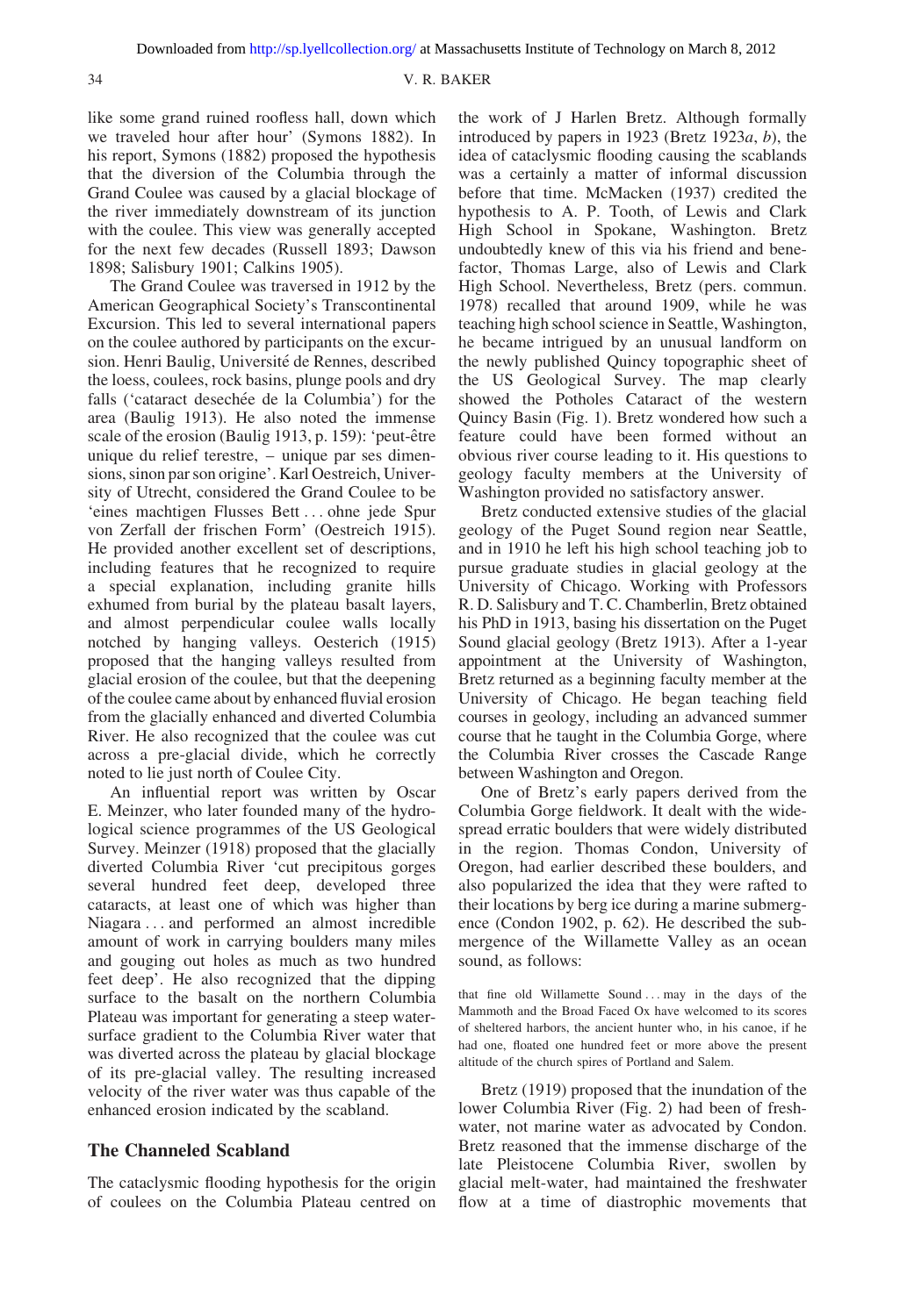like some grand ruined roofless hall, down which we traveled hour after hour' (Symons 1882). In his report, Symons (1882) proposed the hypothesis that the diversion of the Columbia through the Grand Coulee was caused by a glacial blockage of the river immediately downstream of its junction with the coulee. This view was generally accepted for the next few decades (Russell 1893; Dawson 1898; Salisbury 1901; Calkins 1905).

The Grand Coulee was traversed in 1912 by the American Geographical Society's Transcontinental Excursion. This led to several international papers on the coulee authored by participants on the excursion. Henri Baulig, Université de Rennes, described the loess, coulees, rock basins, plunge pools and dry falls ('cataract desechée de la Columbia') for the area (Baulig 1913). He also noted the immense scale of the erosion (Baulig 1913, p. 159): 'peut-être unique du relief terestre, – unique par ses dimensions, sinon par son origine'. Karl Oestreich, University of Utrecht, considered the Grand Coulee to be 'eines machtigen Flusses Bett … ohne jede Spur von Zerfall der frischen Form' (Oestreich 1915). He provided another excellent set of descriptions, including features that he recognized to require a special explanation, including granite hills exhumed from burial by the plateau basalt layers, and almost perpendicular coulee walls locally notched by hanging valleys. Oesterich (1915) proposed that the hanging valleys resulted from glacial erosion of the coulee, but that the deepening of the coulee came about by enhanced fluvial erosion from the glacially enhanced and diverted Columbia River. He also recognized that the coulee was cut across a pre-glacial divide, which he correctly noted to lie just north of Coulee City.

An influential report was written by Oscar E. Meinzer, who later founded many of the hydrological science programmes of the US Geological Survey. Meinzer (1918) proposed that the glacially diverted Columbia River 'cut precipitous gorges several hundred feet deep, developed three cataracts, at least one of which was higher than Niagara … and performed an almost incredible amount of work in carrying boulders many miles and gouging out holes as much as two hundred feet deep'. He also recognized that the dipping surface to the basalt on the northern Columbia Plateau was important for generating a steep water-surface gradient to the Columbia River water that was diverted across the plateau by glacial blockage of its pre-glacial valley. The resulting increased velocity of the river water was thus capable of the enhanced erosion indicated by the scabland.

## The Channeled Scabland

The cataclysmic flooding hypothesis for the origin of coulees on the Columbia Plateau centred on the work of J Harlen Bretz. Although formally introduced by papers in 1923 (Bretz 1923*a*, *b*), the idea of cataclysmic flooding causing the scablands was a certainly a matter of informal discussion before that time. McMacken (1937) credited the hypothesis to A. P. Tooth, of Lewis and Clark High School in Spokane, Washington. Bretz undoubtedly knew of this via his friend and benefactor, Thomas Large, also of Lewis and Clark High School. Nevertheless, Bretz (pers. commun. 1978) recalled that around 1909, while he was teaching high school science in Seattle, Washington, he became intrigued by an unusual landform on the newly published Quincy topographic sheet of the US Geological Survey. The map clearly showed the Potholes Cataract of the western Quincy Basin (Fig. 1). Bretz wondered how such a feature could have been formed without an obvious river course leading to it. His questions to geology faculty members at the University of Washington provided no satisfactory answer.

Bretz conducted extensive studies of the glacial geology of the Puget Sound region near Seattle, and in 1910 he left his high school teaching job to pursue graduate studies in glacial geology at the University of Chicago. Working with Professors R. D. Salisbury and T. C. Chamberlin, Bretz obtained his PhD in 1913, basing his dissertation on the Puget Sound glacial geology (Bretz 1913). After a 1-year appointment at the University of Washington, Bretz returned as a beginning faculty member at the University of Chicago. He began teaching field courses in geology, including an advanced summer course that he taught in the Columbia Gorge, where the Columbia River crosses the Cascade Range between Washington and Oregon.

One of Bretz's early papers derived from the Columbia Gorge fieldwork. It dealt with the widespread erratic boulders that were widely distributed in the region. Thomas Condon, University of Oregon, had earlier described these boulders, and also popularized the idea that they were rafted to their locations by berg ice during a marine submergence (Condon 1902, p. 62). He described the submergence of the Willamette Valley as an ocean sound, as follows:

> that fine old Willamette Sound … may in the days of the Mammoth and the Broad Faced Ox have welcomed to its scores of sheltered harbors, the ancient hunter who, in his canoe, if he had one, floated one hundred feet or more above the present altitude of the church spires of Portland and Salem.

Bretz (1919) proposed that the inundation of the lower Columbia River (Fig. 2) had been of freshwater, not marine water as advocated by Condon. Bretz reasoned that the immense discharge of the late Pleistocene Columbia River, swollen by glacial melt-water, had maintained the freshwater flow at a time of diastrophic movements that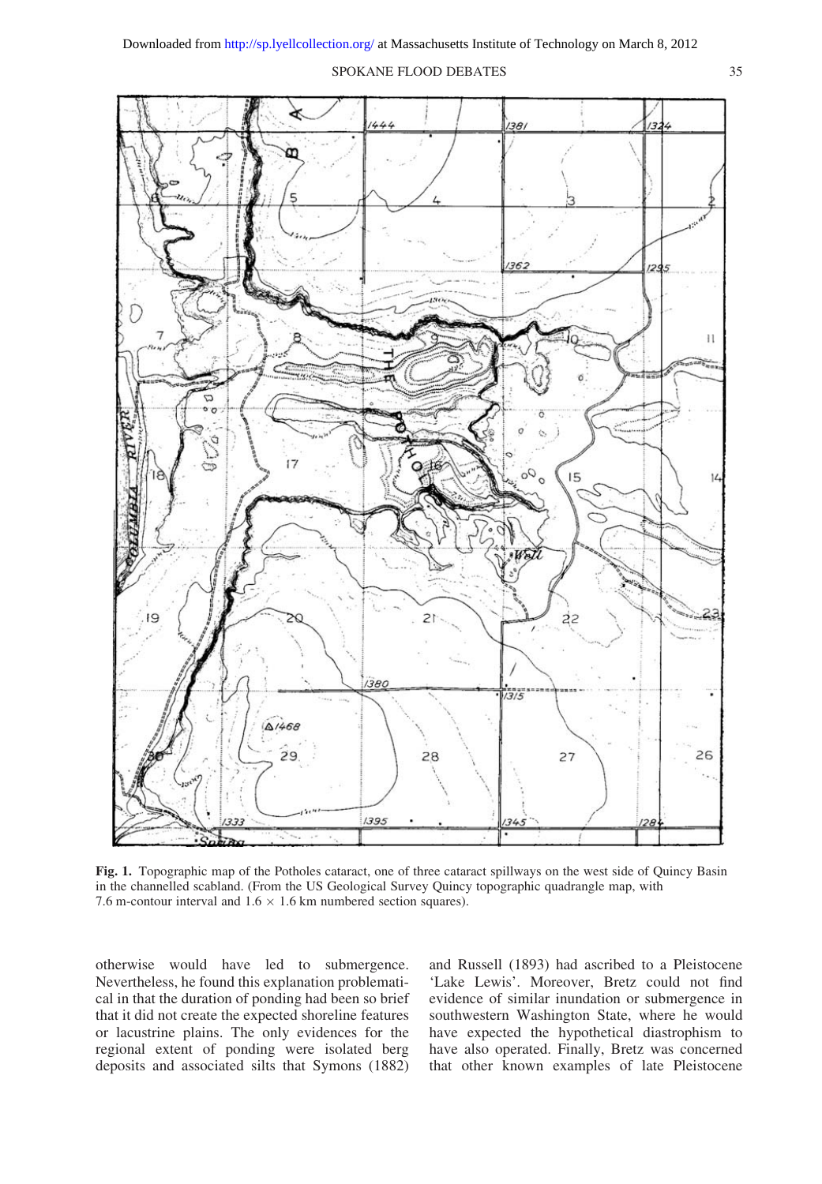Fig. 1. Topographic map of the Potholes cataract, one of three cataract spillways on the west side of Quincy Basin in the channelled scabland. (From the US Geological Survey Quincy topographic quadrangle map, with 7.6 m-contour interval and 1.6 × 1.6 km numbered section squares).

otherwise would have led to submergence. Nevertheless, he found this explanation problematical in that the duration of ponding had been so brief that it did not create the expected shoreline features or lacustrine plains. The only evidences for the regional extent of ponding were isolated berg deposits and associated silts that Symons (1882) and Russell (1893) had ascribed to a Pleistocene 'Lake Lewis'. Moreover, Bretz could not find evidence of similar inundation or submergence in southwestern Washington State, where he would have expected the hypothetical diastrophism to have also operated. Finally, Bretz was concerned that other known examples of late Pleistocene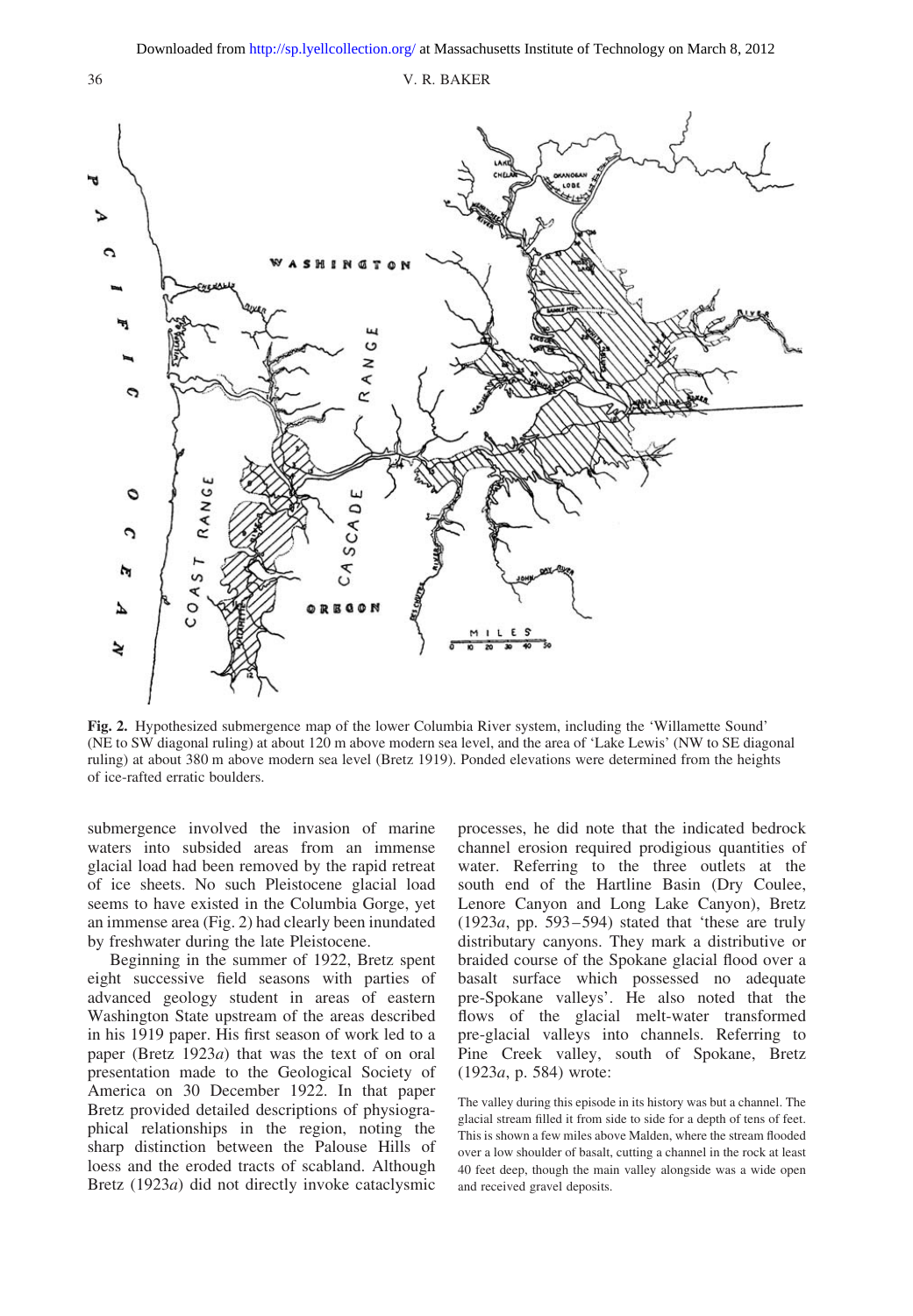**Fig. 2.** Hypothesized submergence map of the lower Columbia River system, including the 'Willamette Sound' (NE to SW diagonal ruling) at about 120 m above modern sea level, and the area of 'Lake Lewis' (NW to SE diagonal ruling) at about 380 m above modern sea level (Bretz 1919). Ponded elevations were determined from the heights of ice-rafted erratic boulders.

submergence involved the invasion of marine waters into subsided areas from an immense glacial load had been removed by the rapid retreat of ice sheets. No such Pleistocene glacial load seems to have existed in the Columbia Gorge, yet an immense area (Fig. 2) had clearly been inundated by freshwater during the late Pleistocene.

Beginning in the summer of 1922, Bretz spent eight successive field seasons with parties of advanced geology student in areas of eastern Washington State upstream of the areas described in his 1919 paper. His first season of work led to a paper (Bretz 1923*a*) that was the text of on oral presentation made to the Geological Society of America on 30 December 1922. In that paper Bretz provided detailed descriptions of physiographical relationships in the region, noting the sharp distinction between the Palouse Hills of loess and the eroded tracts of scabland. Although Bretz (1923*a*) did not directly invoke cataclysmic processes, he did note that the indicated bedrock channel erosion required prodigious quantities of water. Referring to the three outlets at the south end of the Hartline Basin (Dry Coulee, Lenore Canyon and Long Lake Canyon), Bretz (1923*a*, pp. 593–594) stated that 'these are truly distributary canyons. They mark a distributive or braided course of the Spokane glacial flood over a basalt surface which possessed no adequate pre-Spokane valleys'. He also noted that the flows of the glacial melt-water transformed pre-glacial valleys into channels. Referring to Pine Creek valley, south of Spokane, Bretz (1923*a*, p. 584) wrote:

> The valley during this episode in its history was but a channel. The glacial stream filled it from side to side for a depth of tens of feet. This is shown a few miles above Malden, where the stream flooded over a low shoulder of basalt, cutting a channel in the rock at least 40 feet deep, though the main valley alongside was a wide open and received gravel deposits.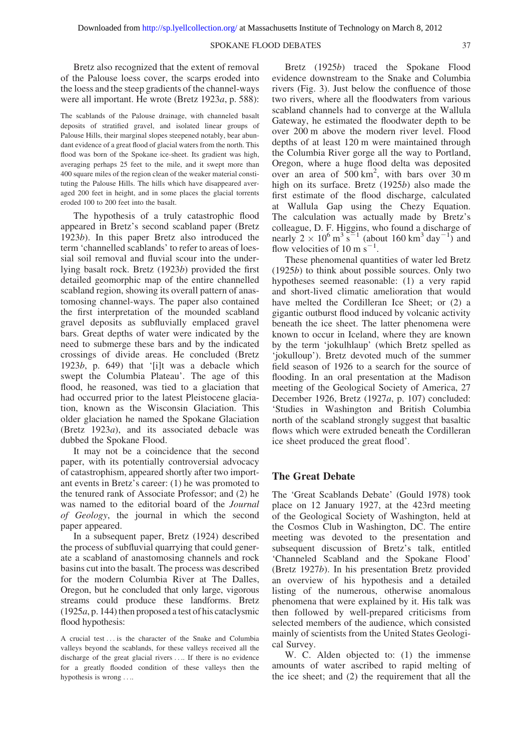Bretz also recognized that the extent of removal of the Palouse loess cover, the scarps eroded into the loess and the steep gradients of the channel-ways were all important. He wrote (Bretz 1923*a*, p. 588):

> The scablands of the Palouse drainage, with channeled basalt deposits of stratified gravel, and isolated linear groups of Palouse Hills, their marginal slopes steepened notably, bear abundant evidence of a great flood of glacial waters from the north. This flood was born of the Spokane ice-sheet. Its gradient was high, averaging perhaps 25 feet to the mile, and it swept more than 400 square miles of the region clean of the weaker material constituting the Palouse Hills. The hills which have disappeared averaged 200 feet in height, and in some places the glacial torrents eroded 100 to 200 feet into the basalt.

The hypothesis of a truly catastrophic flood appeared in Bretz's second scabland paper (Bretz 1923*b*). In this paper Bretz also introduced the term 'channelled scablands' to refer to areas of loessial soil removal and fluvial scour into the underlying basalt rock. Bretz (1923*b*) provided the first detailed geomorphic map of the entire channelled scabland region, showing its overall pattern of anastomosing channel-ways. The paper also contained the first interpretation of the mounded scabland gravel deposits as subfluvially emplaced gravel bars. Great depths of water were indicated by the need to submerge these bars and by the indicated crossings of divide areas. He concluded (Bretz 1923*b*, p. 649) that '[i]t was a debacle which swept the Columbia Plateau'. The age of this flood, he reasoned, was tied to a glaciation that had occurred prior to the latest Pleistocene glaciation, known as the Wisconsin Glaciation. This older glaciation he named the Spokane Glaciation (Bretz 1923*a*), and its associated debacle was dubbed the Spokane Flood.

It may not be a coincidence that the second paper, with its potentially controversial advocacy of catastrophism, appeared shortly after two important events in Bretz's career: (1) he was promoted to the tenured rank of Associate Professor; and (2) he was named to the editorial board of the *Journal of Geology*, the journal in which the second paper appeared.

In a subsequent paper, Bretz (1924) described the process of subfluvial quarrying that could generate a scabland of anastomosing channels and rock basins cut into the basalt. The process was described for the modern Columbia River at The Dalles, Oregon, but he concluded that only large, vigorous streams could produce these landforms. Bretz (1925*a*, p. 144) then proposed a test of his cataclysmic flood hypothesis:

> A crucial test … is the character of the Snake and Columbia valleys beyond the scablands, for these valleys received all the discharge of the great glacial rivers …. If there is no evidence for a greatly flooded condition of these valleys then the hypothesis is wrong ….

Bretz (1925*b*) traced the Spokane Flood evidence downstream to the Snake and Columbia rivers (Fig. 3). Just below the confluence of those two rivers, where all the floodwaters from various scabland channels had to converge at the Wallula Gateway, he estimated the floodwater depth to be over 200 m above the modern river level. Flood depths of at least 120 m were maintained through the Columbia River gorge all the way to Portland, Oregon, where a huge flood delta was deposited over an area of 500 km$^2$, with bars over 30 m high on its surface. Bretz (1925*b*) also made the first estimate of the flood discharge, calculated at Wallula Gap using the Chezy Equation. The calculation was actually made by Bretz's colleague, D. F. Higgins, who found a discharge of nearly $2 \times 10^6$ m$^3$ s$^{-1}$ (about 160 km$^3$ day$^{-1}$) and flow velocities of 10 m s$^{-1}$.

These phenomenal quantities of water led Bretz (1925*b*) to think about possible sources. Only two hypotheses seemed reasonable: (1) a very rapid and short-lived climatic amelioration that would have melted the Cordilleran Ice Sheet; or (2) a gigantic outburst flood induced by volcanic activity beneath the ice sheet. The latter phenomena were known to occur in Iceland, where they are known by the term 'jokulhlaup' (which Bretz spelled as 'jokulloup'). Bretz devoted much of the summer field season of 1926 to a search for the source of flooding. In an oral presentation at the Madison meeting of the Geological Society of America, 27 December 1926, Bretz (1927*a*, p. 107) concluded: 'Studies in Washington and British Columbia north of the scabland strongly suggest that basaltic flows which were extruded beneath the Cordilleran ice sheet produced the great flood'.

## The Great Debate

The 'Great Scablands Debate' (Gould 1978) took place on 12 January 1927, at the 423rd meeting of the Geological Society of Washington, held at the Cosmos Club in Washington, DC. The entire meeting was devoted to the presentation and subsequent discussion of Bretz's talk, entitled 'Channeled Scabland and the Spokane Flood' (Bretz 1927*b*). In his presentation Bretz provided an overview of his hypothesis and a detailed listing of the numerous, otherwise anomalous phenomena that were explained by it. His talk was then followed by well-prepared criticisms from selected members of the audience, which consisted mainly of scientists from the United States Geological Survey.

W. C. Alden objected to: (1) the immense amounts of water ascribed to rapid melting of the ice sheet; and (2) the requirement that all the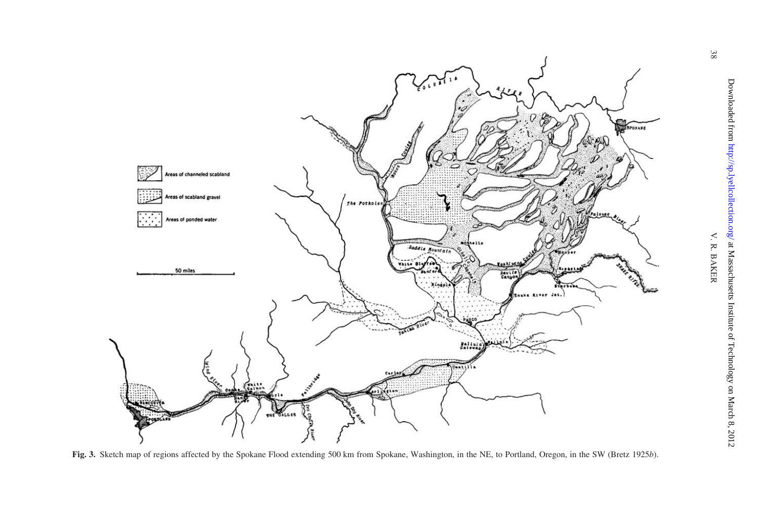Fig. 3. Sketch map of regions affected by the Spokane Flood extending 500 km from Spokane, Washington, in the NE, to Portland, Oregon, in the SW (Bretz 1925*b*).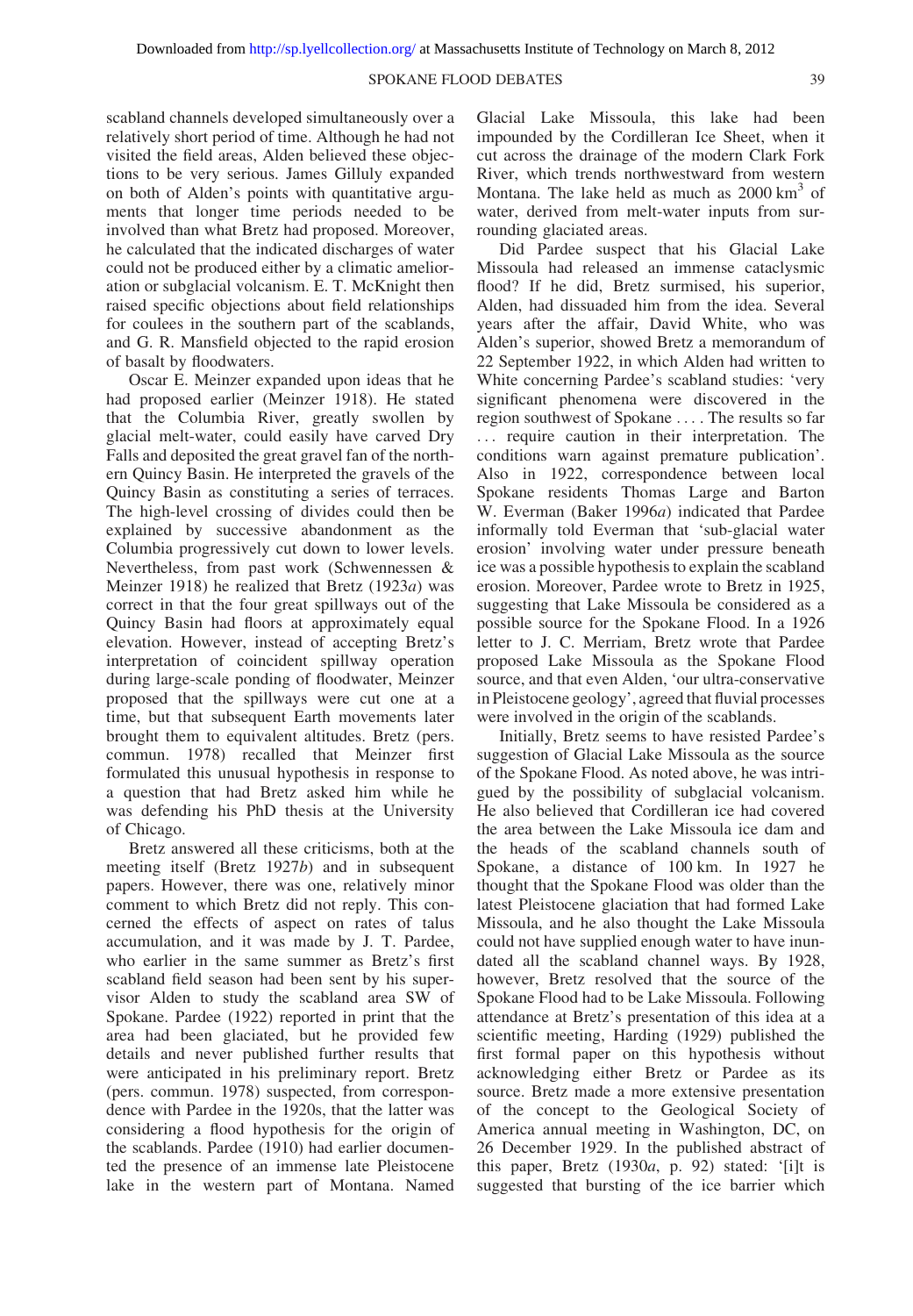scabland channels developed simultaneously over a relatively short period of time. Although he had not visited the field areas, Alden believed these objections to be very serious. James Gilluly expanded on both of Alden's points with quantitative arguments that longer time periods needed to be involved than what Bretz had proposed. Moreover, he calculated that the indicated discharges of water could not be produced either by a climatic amelioration or subglacial volcanism. E. T. McKnight then raised specific objections about field relationships for coulees in the southern part of the scablands, and G. R. Mansfield objected to the rapid erosion of basalt by floodwaters.

Oscar E. Meinzer expanded upon ideas that he had proposed earlier (Meinzer 1918). He stated that the Columbia River, greatly swollen by glacial melt-water, could easily have carved Dry Falls and deposited the great gravel fan of the northern Quincy Basin. He interpreted the gravels of the Quincy Basin as constituting a series of terraces. The high-level crossing of divides could then be explained by successive abandonment as the Columbia progressively cut down to lower levels. Nevertheless, from past work (Schwennesen & Meinzer 1918) he realized that Bretz (1923*a*) was correct in that the four great spillways out of the Quincy Basin had floors at approximately equal elevation. However, instead of accepting Bretz's interpretation of coincident spillway operation during large-scale ponding of floodwater, Meinzer proposed that the spillways were cut one at a time, but that subsequent Earth movements later brought them to equivalent altitudes. Bretz (pers. commun. 1978) recalled that Meinzer first formulated this unusual hypothesis in response to a question that had Bretz asked him while he was defending his PhD thesis at the University of Chicago.

Bretz answered all these criticisms, both at the meeting itself (Bretz 1927*b*) and in subsequent papers. However, there was one, relatively minor comment to which Bretz did not reply. This concerned the effects of aspect on rates of talus accumulation, and it was made by J. T. Pardee, who earlier in the same summer as Bretz's first scabland field season had been sent by his supervisor Alden to study the scabland area SW of Spokane. Pardee (1922) reported in print that the area had been glaciated, but he provided few details and never published further results that were anticipated in his preliminary report. Bretz (pers. commun. 1978) suspected, from correspondence with Pardee in the 1920s, that the latter was considering a flood hypothesis for the origin of the scablands. Pardee (1910) had earlier documented the presence of an immense late Pleistocene lake in the western part of Montana. Named Glacial Lake Missoula, this lake had been impounded by the Cordilleran Ice Sheet, when it cut across the drainage of the modern Clark Fork River, which trends northwestward from western Montana. The lake held as much as 2000 km$^3$ of water, derived from melt-water inputs from surrounding glaciated areas.

Did Pardee suspect that his Glacial Lake Missoula had released an immense cataclysmic flood? If he did, Bretz surmised, his superior, Alden, had dissuaded him from the idea. Several years after the affair, David White, who was Alden's superior, showed Bretz a memorandum of 22 September 1922, in which Alden had written to White concerning Pardee's scabland studies: 'very significant phenomena were discovered in the region southwest of Spokane .... The results so far ... require caution in their interpretation. The conditions warn against premature publication'. Also in 1922, correspondence between local Spokane residents Thomas Large and Barton W. Everman (Baker 1996*a*) indicated that Pardee informally told Everman that 'sub-glacial water erosion' involving water under pressure beneath ice was a possible hypothesis to explain the scabland erosion. Moreover, Pardee wrote to Bretz in 1925, suggesting that Lake Missoula be considered as a possible source for the Spokane Flood. In a 1926 letter to J. C. Merriam, Bretz wrote that Pardee proposed Lake Missoula as the Spokane Flood source, and that even Alden, 'our ultra-conservative in Pleistocene geology', agreed that fluvial processes were involved in the origin of the scablands.

Initially, Bretz seems to have resisted Pardee's suggestion of Glacial Lake Missoula as the source of the Spokane Flood. As noted above, he was intrigued by the possibility of subglacial volcanism. He also believed that Cordilleran ice had covered the area between the Lake Missoula ice dam and the heads of the scabland channels south of Spokane, a distance of 100 km. In 1927 he thought that the Spokane Flood was older than the latest Pleistocene glaciation that had formed Lake Missoula, and he also thought the Lake Missoula could not have supplied enough water to have inundated all the scabland channel ways. By 1928, however, Bretz resolved that the source of the Spokane Flood had to be Lake Missoula. Following attendance at Bretz's presentation of this idea at a scientific meeting, Harding (1929) published the first formal paper on this hypothesis without acknowledging either Bretz or Pardee as its source. Bretz made a more extensive presentation of the concept to the Geological Society of America annual meeting in Washington, DC, on 26 December 1929. In the published abstract of this paper, Bretz (1930*a*, p. 92) stated: '[i]t is suggested that bursting of the ice barrier which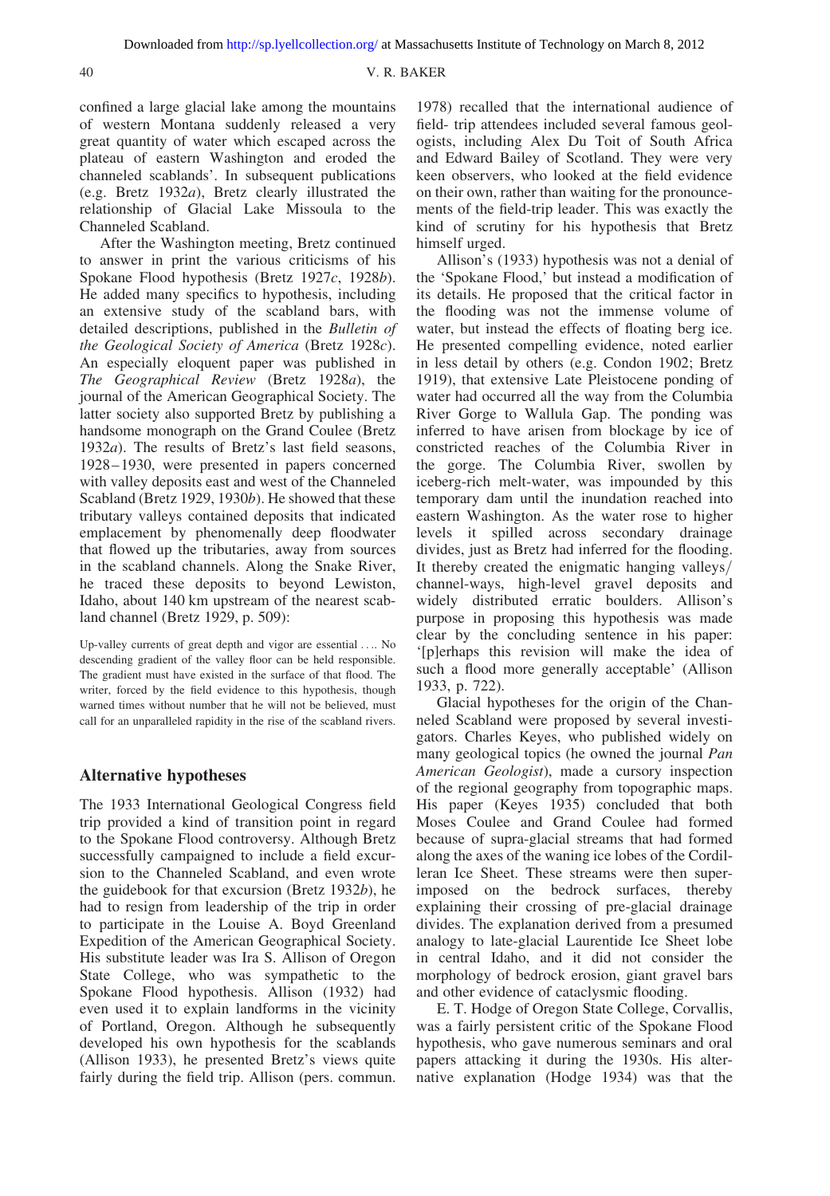confined a large glacial lake among the mountains of western Montana suddenly released a very great quantity of water which escaped across the plateau of eastern Washington and eroded the channeled scablands'. In subsequent publications (e.g. Bretz 1932*a*), Bretz clearly illustrated the relationship of Glacial Lake Missoula to the Channeled Scabland.

After the Washington meeting, Bretz continued to answer in print the various criticisms of his Spokane Flood hypothesis (Bretz 1927*c*, 1928*b*). He added many specifics to hypothesis, including an extensive study of the scabland bars, with detailed descriptions, published in the *Bulletin of the Geological Society of America* (Bretz 1928*c*). An especially eloquent paper was published in *The Geographical Review* (Bretz 1928*a*), the journal of the American Geographical Society. The latter society also supported Bretz by publishing a handsome monograph on the Grand Coulee (Bretz 1932*a*). The results of Bretz's last field seasons, 1928–1930, were presented in papers concerned with valley deposits east and west of the Channeled Scabland (Bretz 1929, 1930*b*). He showed that these tributary valleys contained deposits that indicated emplacement by phenomenally deep floodwater that flowed up the tributaries, away from sources in the scabland channels. Along the Snake River, he traced these deposits to beyond Lewiston, Idaho, about 140 km upstream of the nearest scabland channel (Bretz 1929, p. 509):

> Up-valley currents of great depth and vigor are essential .... No descending gradient of the valley floor can be held responsible. The gradient must have existed in the surface of that flood. The writer, forced by the field evidence to this hypothesis, though warned times without number that he will not be believed, must call for an unparalleled rapidity in the rise of the scabland rivers.

## Alternative hypotheses

The 1933 International Geological Congress field trip provided a kind of transition point in regard to the Spokane Flood controversy. Although Bretz successfully campaigned to include a field excursion to the Channeled Scabland, and even wrote the guidebook for that excursion (Bretz 1932*b*), he had to resign from leadership of the trip in order to participate in the Louise A. Boyd Greenland Expedition of the American Geographical Society. His substitute leader was Ira S. Allison of Oregon State College, who was sympathetic to the Spokane Flood hypothesis. Allison (1932) had even used it to explain landforms in the vicinity of Portland, Oregon. Although he subsequently developed his own hypothesis for the scablands (Allison 1933), he presented Bretz's views quite fairly during the field trip. Allison (pers. commun. 1978) recalled that the international audience of field- trip attendees included several famous geologists, including Alex Du Toit of South Africa and Edward Bailey of Scotland. They were very keen observers, who looked at the field evidence on their own, rather than waiting for the pronouncements of the field-trip leader. This was exactly the kind of scrutiny for his hypothesis that Bretz himself urged.

Allison's (1933) hypothesis was not a denial of the 'Spokane Flood,' but instead a modification of its details. He proposed that the critical factor in the flooding was not the immense volume of water, but instead the effects of floating berg ice. He presented compelling evidence, noted earlier in less detail by others (e.g. Condon 1902; Bretz 1919), that extensive Late Pleistocene ponding of water had occurred all the way from the Columbia River Gorge to Wallula Gap. The ponding was inferred to have arisen from blockage by ice of constricted reaches of the Columbia River in the gorge. The Columbia River, swollen by iceberg-rich melt-water, was impounded by this temporary dam until the inundation reached into eastern Washington. As the water rose to higher levels it spilled across secondary drainage divides, just as Bretz had inferred for the flooding. It thereby created the enigmatic hanging valleys/channel-ways, high-level gravel deposits and widely distributed erratic boulders. Allison's purpose in proposing this hypothesis was made clear by the concluding sentence in his paper: '[p]erhaps this revision will make the idea of such a flood more generally acceptable' (Allison 1933, p. 722).

Glacial hypotheses for the origin of the Channeled Scabland were proposed by several investigators. Charles Keyes, who published widely on many geological topics (he owned the journal *Pan American Geologist*), made a cursory inspection of the regional geography from topographic maps. His paper (Keyes 1935) concluded that both Moses Coulee and Grand Coulee had formed because of supra-glacial streams that had formed along the axes of the waning ice lobes of the Cordilleran Ice Sheet. These streams were then superimposed on the bedrock surfaces, thereby explaining their crossing of pre-glacial drainage divides. The explanation derived from a presumed analogy to late-glacial Laurentide Ice Sheet lobe in central Idaho, and it did not consider the morphology of bedrock erosion, giant gravel bars and other evidence of cataclysmic flooding.

E. T. Hodge of Oregon State College, Corvallis, was a fairly persistent critic of the Spokane Flood hypothesis, who gave numerous seminars and oral papers attacking it during the 1930s. His alternative explanation (Hodge 1934) was that the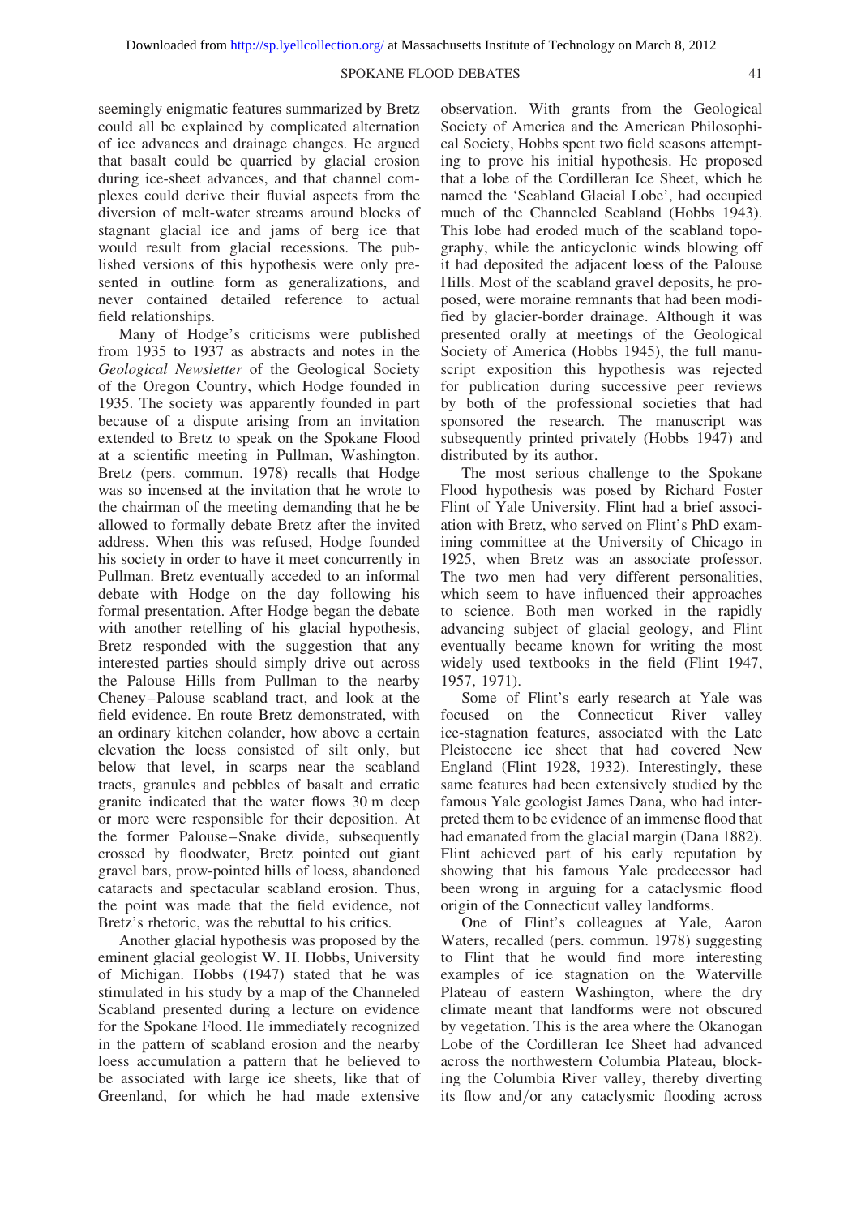seemingly enigmatic features summarized by Bretz could all be explained by complicated alternation of ice advances and drainage changes. He argued that basalt could be quarried by glacial erosion during ice-sheet advances, and that channel complexes could derive their fluvial aspects from the diversion of melt-water streams around blocks of stagnant glacial ice and jams of berg ice that would result from glacial recessions. The published versions of this hypothesis were only presented in outline form as generalizations, and never contained detailed reference to actual field relationships.

Many of Hodge's criticisms were published from 1935 to 1937 as abstracts and notes in the *Geological Newsletter* of the Geological Society of the Oregon Country, which Hodge founded in 1935. The society was apparently founded in part because of a dispute arising from an invitation extended to Bretz to speak on the Spokane Flood at a scientific meeting in Pullman, Washington. Bretz (pers. commun. 1978) recalls that Hodge was so incensed at the invitation that he wrote to the chairman of the meeting demanding that he be allowed to formally debate Bretz after the invited address. When this was refused, Hodge founded his society in order to have it meet concurrently in Pullman. Bretz eventually acceded to an informal debate with Hodge on the day following his formal presentation. After Hodge began the debate with another retelling of his glacial hypothesis, Bretz responded with the suggestion that any interested parties should simply drive out across the Palouse Hills from Pullman to the nearby Cheney–Palouse scabland tract, and look at the field evidence. En route Bretz demonstrated, with an ordinary kitchen colander, how above a certain elevation the loess consisted of silt only, but below that level, in scarps near the scabland tracts, granules and pebbles of basalt and erratic granite indicated that the water flows 30 m deep or more were responsible for their deposition. At the former Palouse–Snake divide, subsequently crossed by floodwater, Bretz pointed out giant gravel bars, prow-pointed hills of loess, abandoned cataracts and spectacular scabland erosion. Thus, the point was made that the field evidence, not Bretz's rhetoric, was the rebuttal to his critics.

Another glacial hypothesis was proposed by the eminent glacial geologist W. H. Hobbs, University of Michigan. Hobbs (1947) stated that he was stimulated in his study by a map of the Channeled Scabland presented during a lecture on evidence for the Spokane Flood. He immediately recognized in the pattern of scabland erosion and the nearby loess accumulation a pattern that he believed to be associated with large ice sheets, like that of Greenland, for which he had made extensive observation. With grants from the Geological Society of America and the American Philosophical Society, Hobbs spent two field seasons attempting to prove his initial hypothesis. He proposed that a lobe of the Cordilleran Ice Sheet, which he named the 'Scabland Glacial Lobe', had occupied much of the Channeled Scabland (Hobbs 1943). This lobe had eroded much of the scabland topography, while the anticyclonic winds blowing off it had deposited the adjacent loess of the Palouse Hills. Most of the scabland gravel deposits, he proposed, were moraine remnants that had been modified by glacier-border drainage. Although it was presented orally at meetings of the Geological Society of America (Hobbs 1945), the full manuscript exposition this hypothesis was rejected for publication during successive peer reviews by both of the professional societies that had sponsored the research. The manuscript was subsequently printed privately (Hobbs 1947) and distributed by its author.

The most serious challenge to the Spokane Flood hypothesis was posed by Richard Foster Flint of Yale University. Flint had a brief association with Bretz, who served on Flint's PhD examining committee at the University of Chicago in 1925, when Bretz was an associate professor. The two men had very different personalities, which seem to have influenced their approaches to science. Both men worked in the rapidly advancing subject of glacial geology, and Flint eventually became known for writing the most widely used textbooks in the field (Flint 1947, 1957, 1971).

Some of Flint's early research at Yale was focused on the Connecticut River valley ice-stagnation features, associated with the Late Pleistocene ice sheet that had covered New England (Flint 1928, 1932). Interestingly, these same features had been extensively studied by the famous Yale geologist James Dana, who had interpreted them to be evidence of an immense flood that had emanated from the glacial margin (Dana 1882). Flint achieved part of his early reputation by showing that his famous Yale predecessor had been wrong in arguing for a cataclysmic flood origin of the Connecticut valley landforms.

One of Flint's colleagues at Yale, Aaron Waters, recalled (pers. commun. 1978) suggesting to Flint that he would find more interesting examples of ice stagnation on the Waterville Plateau of eastern Washington, where the dry climate meant that landforms were not obscured by vegetation. This is the area where the Okanogan Lobe of the Cordilleran Ice Sheet had advanced across the northwestern Columbia Plateau, blocking the Columbia River valley, thereby diverting its flow and/or any cataclysmic flooding across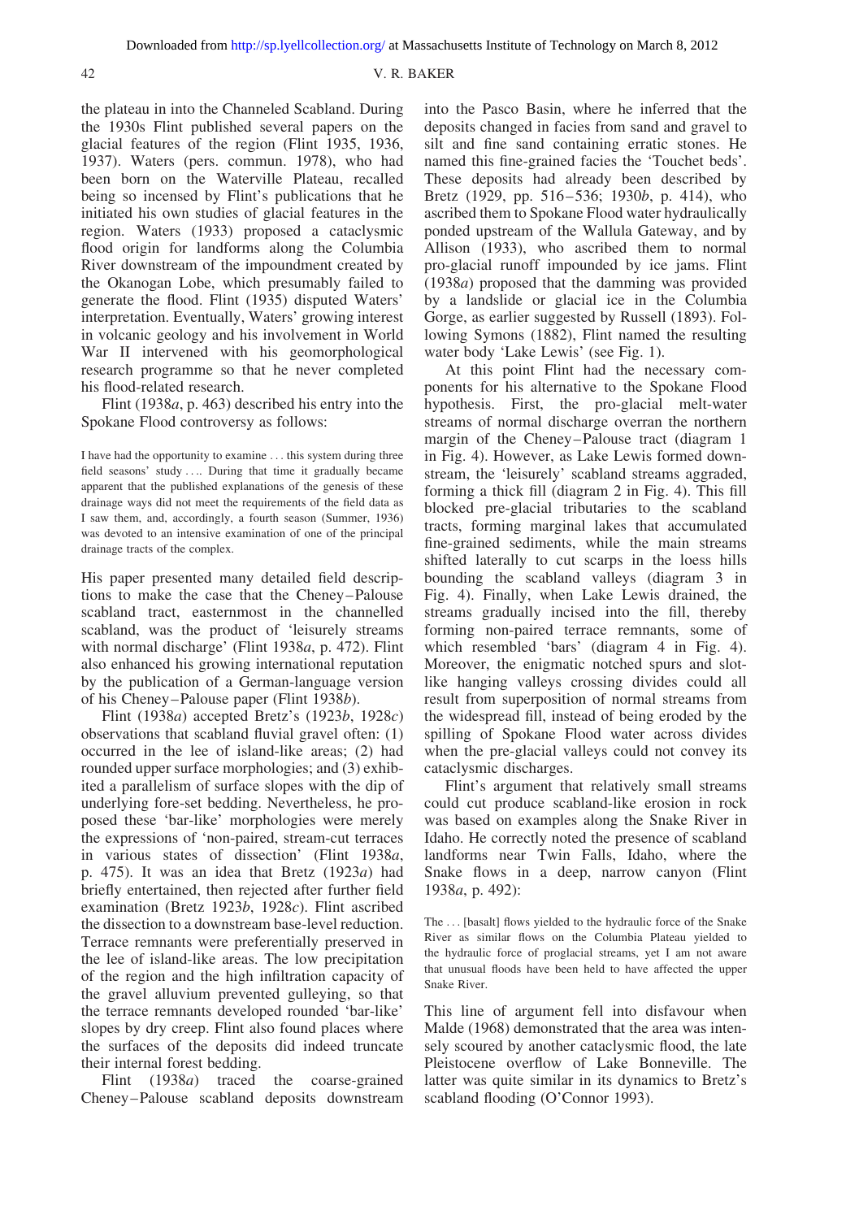the plateau in into the Channeled Scabland. During the 1930s Flint published several papers on the glacial features of the region (Flint 1935, 1936, 1937). Waters (pers. commun. 1978), who had been born on the Waterville Plateau, recalled being so incensed by Flint's publications that he initiated his own studies of glacial features in the region. Waters (1933) proposed a cataclysmic flood origin for landforms along the Columbia River downstream of the impoundment created by the Okanogan Lobe, which presumably failed to generate the flood. Flint (1935) disputed Waters' interpretation. Eventually, Waters' growing interest in volcanic geology and his involvement in World War II intervened with his geomorphological research programme so that he never completed his flood-related research.

Flint (1938*a*, p. 463) described his entry into the Spokane Flood controversy as follows:

> I have had the opportunity to examine ... this system during three field seasons' study .... During that time it gradually became apparent that the published explanations of the genesis of these drainage ways did not meet the requirements of the field data as I saw them, and, accordingly, a fourth season (Summer, 1936) was devoted to an intensive examination of one of the principal drainage tracts of the complex.

His paper presented many detailed field descriptions to make the case that the Cheney–Palouse scabland tract, easternmost in the channelled scabland, was the product of 'leisurely streams with normal discharge' (Flint 1938*a*, p. 472). Flint also enhanced his growing international reputation by the publication of a German-language version of his Cheney–Palouse paper (Flint 1938*b*).

Flint (1938*a*) accepted Bretz's (1923*b*, 1928*c*) observations that scabland fluvial gravel often: (1) occurred in the lee of island-like areas; (2) had rounded upper surface morphologies; and (3) exhibited a parallelism of surface slopes with the dip of underlying fore-set bedding. Nevertheless, he proposed these 'bar-like' morphologies were merely the expressions of 'non-paired, stream-cut terraces in various states of dissection' (Flint 1938*a*, p. 475). It was an idea that Bretz (1923*a*) had briefly entertained, then rejected after further field examination (Bretz 1923*b*, 1928*c*). Flint ascribed the dissection to a downstream base-level reduction. Terrace remnants were preferentially preserved in the lee of island-like areas. The low precipitation of the region and the high infiltration capacity of the gravel alluvium prevented gulleying, so that the terrace remnants developed rounded 'bar-like' slopes by dry creep. Flint also found places where the surfaces of the deposits did indeed truncate their internal forest bedding.

Flint (1938*a*) traced the coarse-grained Cheney–Palouse scabland deposits downstream into the Pasco Basin, where he inferred that the deposits changed in facies from sand and gravel to silt and fine sand containing erratic stones. He named this fine-grained facies the 'Touchet beds'. These deposits had already been described by Bretz (1929, pp. 516–536; 1930*b*, p. 414), who ascribed them to Spokane Flood water hydraulically ponded upstream of the Wallula Gateway, and by Allison (1933), who ascribed them to normal pro-glacial runoff impounded by ice jams. Flint (1938*a*) proposed that the damming was provided by a landslide or glacial ice in the Columbia Gorge, as earlier suggested by Russell (1893). Following Symons (1882), Flint named the resulting water body 'Lake Lewis' (see Fig. 1).

At this point Flint had the necessary components for his alternative to the Spokane Flood hypothesis. First, the pro-glacial melt-water streams of normal discharge overran the northern margin of the Cheney–Palouse tract (diagram 1 in Fig. 4). However, as Lake Lewis formed downstream, the 'leisurely' scabland streams aggraded, forming a thick fill (diagram 2 in Fig. 4). This fill blocked pre-glacial tributaries to the scabland tracts, forming marginal lakes that accumulated fine-grained sediments, while the main streams shifted laterally to cut scarps in the loess hills bounding the scabland valleys (diagram 3 in Fig. 4). Finally, when Lake Lewis drained, the streams gradually incised into the fill, thereby forming non-paired terrace remnants, some of which resembled 'bars' (diagram 4 in Fig. 4). Moreover, the enigmatic notched spurs and slot-like hanging valleys crossing divides could all result from superposition of normal streams from the widespread fill, instead of being eroded by the spilling of Spokane Flood water across divides when the pre-glacial valleys could not convey its cataclysmic discharges.

Flint's argument that relatively small streams could cut produce scabland-like erosion in rock was based on examples along the Snake River in Idaho. He correctly noted the presence of scabland landforms near Twin Falls, Idaho, where the Snake flows in a deep, narrow canyon (Flint 1938*a*, p. 492):

> The ... [basalt] flows yielded to the hydraulic force of the Snake River as similar flows on the Columbia Plateau yielded to the hydraulic force of proglacial streams, yet I am not aware that unusual floods have been held to have affected the upper Snake River.

This line of argument fell into disfavour when Malde (1968) demonstrated that the area was intensely scoured by another cataclysmic flood, the late Pleistocene overflow of Lake Bonneville. The latter was quite similar in its dynamics to Bretz's scabland flooding (O'Connor 1993).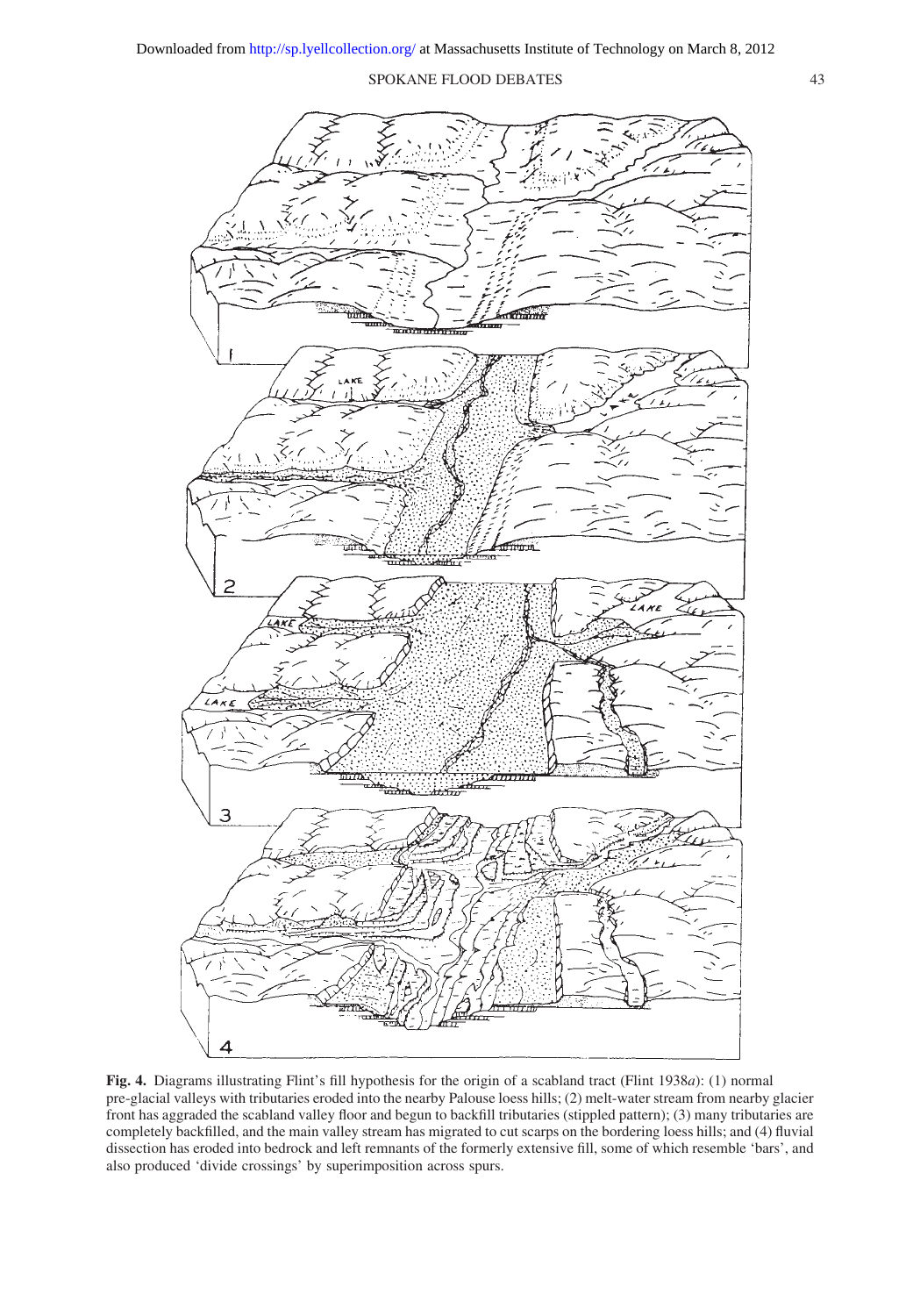**Fig. 4.** Diagrams illustrating Flint's fill hypothesis for the origin of a scabland tract (Flint 1938*a*): (1) normal pre-glacial valleys with tributaries eroded into the nearby Palouse loess hills; (2) melt-water stream from nearby glacier front has aggraded the scabland valley floor and begun to backfill tributaries (stippled pattern); (3) many tributaries are completely backfilled, and the main valley stream has migrated to cut scarps on the bordering loess hills; and (4) fluvial dissection has eroded into bedrock and left remnants of the formerly extensive fill, some of which resemble 'bars', and also produced 'divide crossings' by superimposition across spurs.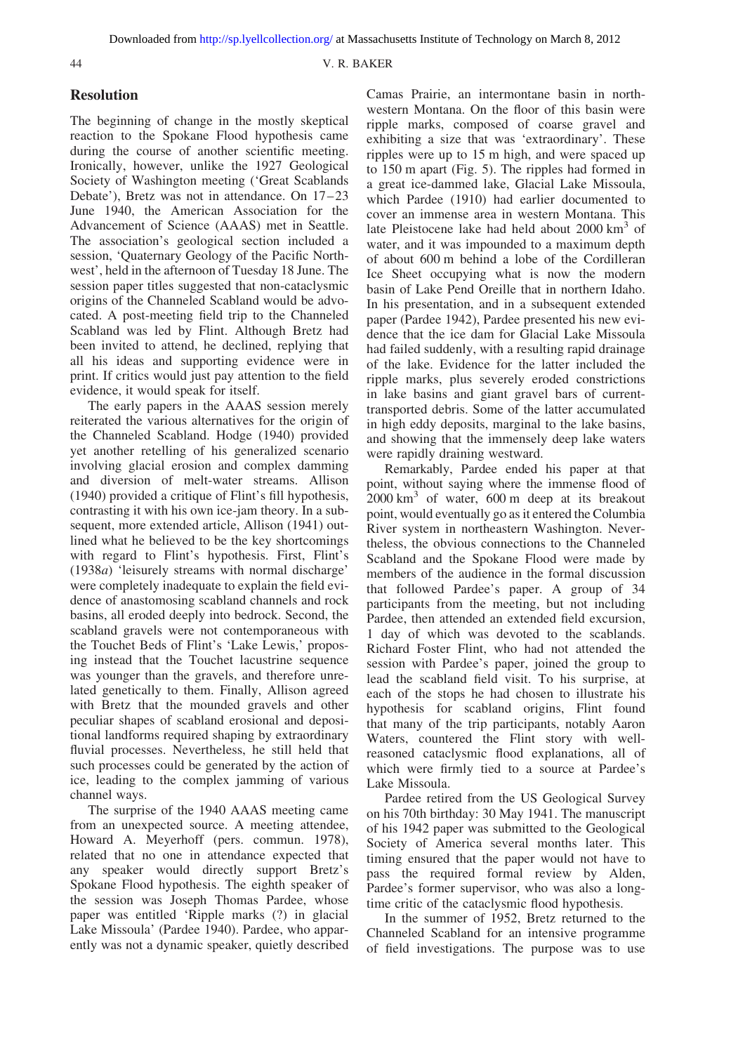## Resolution

The beginning of change in the mostly skeptical reaction to the Spokane Flood hypothesis came during the course of another scientific meeting. Ironically, however, unlike the 1927 Geological Society of Washington meeting ('Great Scablands Debate'), Bretz was not in attendance. On 17–23 June 1940, the American Association for the Advancement of Science (AAAS) met in Seattle. The association's geological section included a session, 'Quaternary Geology of the Pacific Northwest', held in the afternoon of Tuesday 18 June. The session paper titles suggested that non-cataclysmic origins of the Channeled Scabland would be advocated. A post-meeting field trip to the Channeled Scabland was led by Flint. Although Bretz had been invited to attend, he declined, replying that all his ideas and supporting evidence were in print. If critics would just pay attention to the field evidence, it would speak for itself.

The early papers in the AAAS session merely reiterated the various alternatives for the origin of the Channeled Scabland. Hodge (1940) provided yet another retelling of his generalized scenario involving glacial erosion and complex damming and diversion of melt-water streams. Allison (1940) provided a critique of Flint's fill hypothesis, contrasting it with his own ice-jam theory. In a subsequent, more extended article, Allison (1941) outlined what he believed to be the key shortcomings with regard to Flint's hypothesis. First, Flint's (1938*a*) 'leisurely streams with normal discharge' were completely inadequate to explain the field evidence of anastomosing scabland channels and rock basins, all eroded deeply into bedrock. Second, the scabland gravels were not contemporaneous with the Touchet Beds of Flint's 'Lake Lewis,' proposing instead that the Touchet lacustrine sequence was younger than the gravels, and therefore unrelated genetically to them. Finally, Allison agreed with Bretz that the mounded gravels and other peculiar shapes of scabland erosional and depositional landforms required shaping by extraordinary fluvial processes. Nevertheless, he still held that such processes could be generated by the action of ice, leading to the complex jamming of various channel ways.

The surprise of the 1940 AAAS meeting came from an unexpected source. A meeting attendee, Howard A. Meyerhoff (pers. commun. 1978), related that no one in attendance expected that any speaker would directly support Bretz's Spokane Flood hypothesis. The eighth speaker of the session was Joseph Thomas Pardee, whose paper was entitled 'Ripple marks (?) in glacial Lake Missoula' (Pardee 1940). Pardee, who apparently was not a dynamic speaker, quietly described Camas Prairie, an intermontane basin in northwestern Montana. On the floor of this basin were ripple marks, composed of coarse gravel and exhibiting a size that was 'extraordinary'. These ripples were up to 15 m high, and were spaced up to 150 m apart (Fig. 5). The ripples had formed in a great ice-dammed lake, Glacial Lake Missoula, which Pardee (1910) had earlier documented to cover an immense area in western Montana. This late Pleistocene lake had held about 2000 km$^3$ of water, and it was impounded to a maximum depth of about 600 m behind a lobe of the Cordilleran Ice Sheet occupying what is now the modern basin of Lake Pend Oreille that in northern Idaho. In his presentation, and in a subsequent extended paper (Pardee 1942), Pardee presented his new evidence that the ice dam for Glacial Lake Missoula had failed suddenly, with a resulting rapid drainage of the lake. Evidence for the latter included the ripple marks, plus severely eroded constrictions in lake basins and giant gravel bars of current-transported debris. Some of the latter accumulated in high eddy deposits, marginal to the lake basins, and showing that the immensely deep lake waters were rapidly draining westward.

Remarkably, Pardee ended his paper at that point, without saying where the immense flood of 2000 km$^3$ of water, 600 m deep at its breakout point, would eventually go as it entered the Columbia River system in northeastern Washington. Nevertheless, the obvious connections to the Channeled Scabland and the Spokane Flood were made by members of the audience in the formal discussion that followed Pardee's paper. A group of 34 participants from the meeting, but not including Pardee, then attended an extended field excursion, 1 day of which was devoted to the scablands. Richard Foster Flint, who had not attended the session with Pardee's paper, joined the group to lead the scabland field visit. To his surprise, at each of the stops he had chosen to illustrate his hypothesis for scabland origins, Flint found that many of the trip participants, notably Aaron Waters, countered the Flint story with well-reasoned cataclysmic flood explanations, all of which were firmly tied to a source at Pardee's Lake Missoula.

Pardee retired from the US Geological Survey on his 70th birthday: 30 May 1941. The manuscript of his 1942 paper was submitted to the Geological Society of America several months later. This timing ensured that the paper would not have to pass the required formal review by Alden, Pardee's former supervisor, who was also a long-time critic of the cataclysmic flood hypothesis.

In the summer of 1952, Bretz returned to the Channeled Scabland for an intensive programme of field investigations. The purpose was to use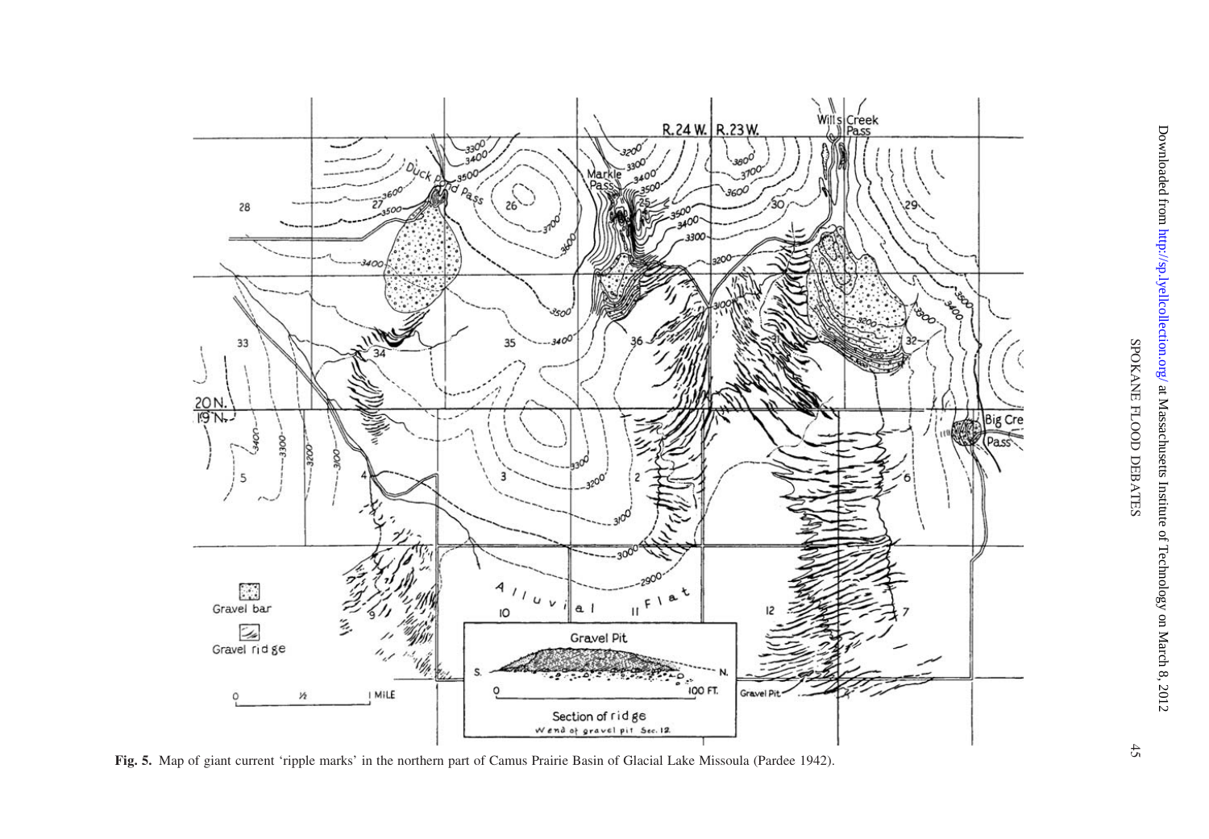**Fig. 5.** Map of giant current 'ripple marks' in the northern part of Camus Prairie Basin of Glacial Lake Missoula (Pardee 1942).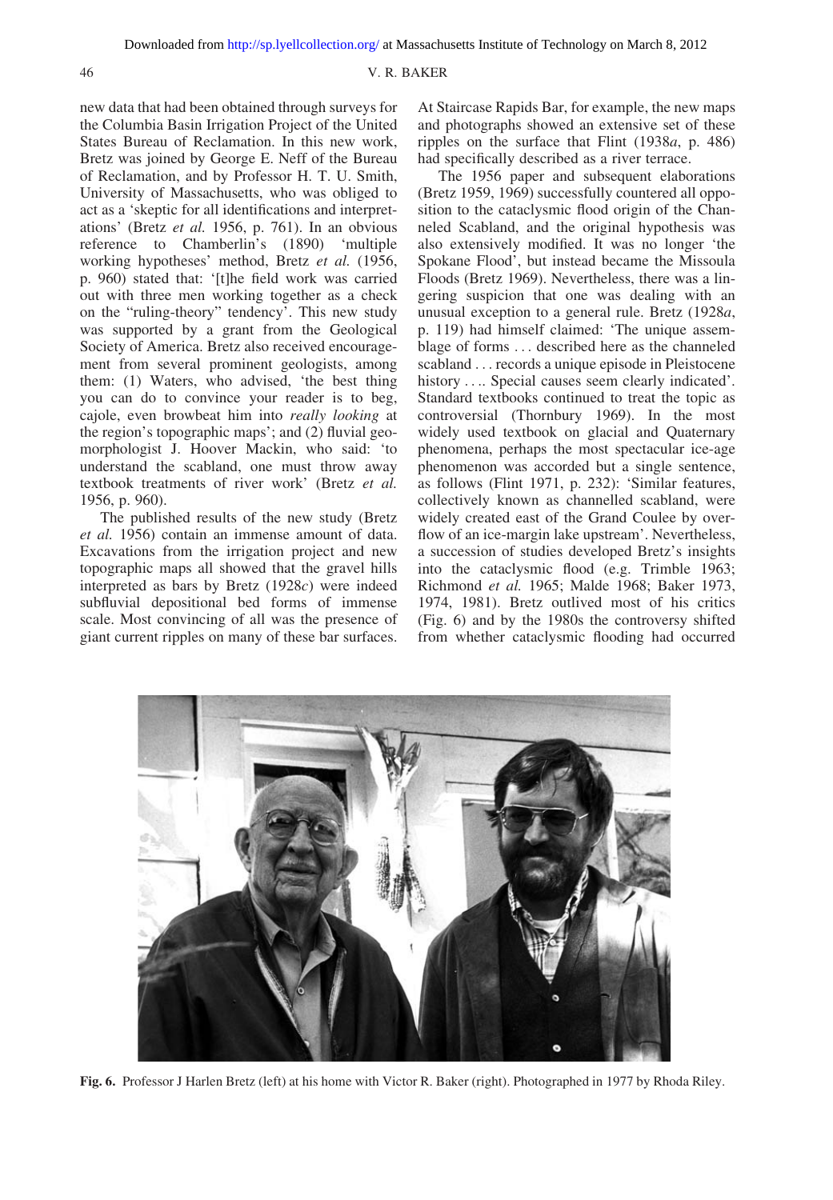new data that had been obtained through surveys for the Columbia Basin Irrigation Project of the United States Bureau of Reclamation. In this new work, Bretz was joined by George E. Neff of the Bureau of Reclamation, and by Professor H. T. U. Smith, University of Massachusetts, who was obliged to act as a 'skeptic for all identifications and interpretations' (Bretz *et al.* 1956, p. 761). In an obvious reference to Chamberlin's (1890) 'multiple working hypotheses' method, Bretz *et al.* (1956, p. 960) stated that: '[t]he field work was carried out with three men working together as a check on the "ruling-theory" tendency'. This new study was supported by a grant from the Geological Society of America. Bretz also received encouragement from several prominent geologists, among them: (1) Waters, who advised, 'the best thing you can do to convince your reader is to beg, cajole, even browbeat him into *really looking* at the region's topographic maps'; and (2) fluvial geomorphologist J. Hoover Mackin, who said: 'to understand the scabland, one must throw away textbook treatments of river work' (Bretz *et al.* 1956, p. 960).

The published results of the new study (Bretz *et al.* 1956) contain an immense amount of data. Excavations from the irrigation project and new topographic maps all showed that the gravel hills interpreted as bars by Bretz (1928*c*) were indeed subfluvial depositional bed forms of immense scale. Most convincing of all was the presence of giant current ripples on many of these bar surfaces. At Staircase Rapids Bar, for example, the new maps and photographs showed an extensive set of these ripples on the surface that Flint (1938*a*, p. 486) had specifically described as a river terrace.

The 1956 paper and subsequent elaborations (Bretz 1959, 1969) successfully countered all opposition to the cataclysmic flood origin of the Channeled Scabland, and the original hypothesis was also extensively modified. It was no longer 'the Spokane Flood', but instead became the Missoula Floods (Bretz 1969). Nevertheless, there was a lingering suspicion that one was dealing with an unusual exception to a general rule. Bretz (1928*a*, p. 119) had himself claimed: 'The unique assemblage of forms ... described here as the channeled scabland ... records a unique episode in Pleistocene history .... Special causes seem clearly indicated'. Standard textbooks continued to treat the topic as controversial (Thornbury 1969). In the most widely used textbook on glacial and Quaternary phenomena, perhaps the most spectacular ice-age phenomenon was accorded but a single sentence, as follows (Flint 1971, p. 232): 'Similar features, collectively known as channelled scabland, were widely created east of the Grand Coulee by overflow of an ice-margin lake upstream'. Nevertheless, a succession of studies developed Bretz's insights into the cataclysmic flood (e.g. Trimble 1963; Richmond *et al.* 1965; Malde 1968; Baker 1973, 1974, 1981). Bretz outlived most of his critics (Fig. 6) and by the 1980s the controversy shifted from whether cataclysmic flooding had occurred

**Fig. 6.** Professor J Harlen Bretz (left) at his home with Victor R. Baker (right). Photographed in 1977 by Rhoda Riley.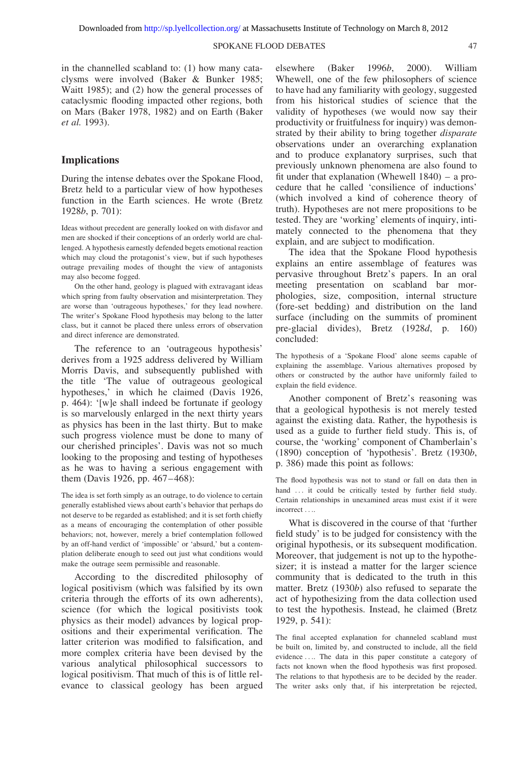in the channelled scabland to: (1) how many cataclysms were involved (Baker & Bunker 1985; Waitt 1985); and (2) how the general processes of cataclysmic flooding impacted other regions, both on Mars (Baker 1978, 1982) and on Earth (Baker *et al.* 1993).

## Implications

During the intense debates over the Spokane Flood, Bretz held to a particular view of how hypotheses function in the Earth sciences. He wrote (Bretz 1928*b*, p. 701):

> Ideas without precedent are generally looked on with disfavor and men are shocked if their conceptions of an orderly world are challenged. A hypothesis earnestly defended begets emotional reaction which may cloud the protagonist's view, but if such hypotheses outrage prevailing modes of thought the view of antagonists may also become fogged.
>
> On the other hand, geology is plagued with extravagant ideas which spring from faulty observation and misinterpretation. They are worse than 'outrageous hypotheses,' for they lead nowhere. The writer's Spokane Flood hypothesis may belong to the latter class, but it cannot be placed there unless errors of observation and direct inference are demonstrated.

The reference to an 'outrageous hypothesis' derives from a 1925 address delivered by William Morris Davis, and subsequently published with the title 'The value of outrageous geological hypotheses,' in which he claimed (Davis 1926, p. 464): '[w]e shall indeed be fortunate if geology is so marvelously enlarged in the next thirty years as physics has been in the last thirty. But to make such progress violence must be done to many of our cherished principles'. Davis was not so much looking to the proposing and testing of hypotheses as he was to having a serious engagement with them (Davis 1926, pp. 467–468):

> The idea is set forth simply as an outrage, to do violence to certain generally established views about earth's behavior that perhaps do not deserve to be regarded as established; and it is set forth chiefly as a means of encouraging the contemplation of other possible behaviors; not, however, merely a brief contemplation followed by an off-hand verdict of 'impossible' or 'absurd,' but a contemplation deliberate enough to seed out just what conditions would make the outrage seem permissible and reasonable.

According to the discredited philosophy of logical positivism (which was falsified by its own criteria through the efforts of its own adherents), science (for which the logical positivists took physics as their model) advances by logical propositions and their experimental verification. The latter criterion was modified to falsification, and more complex criteria have been devised by the various analytical philosophical successors to logical positivism. That much of this is of little relevance to classical geology has been argued elsewhere (Baker 1996*b*, 2000). William Whewell, one of the few philosophers of science to have had any familiarity with geology, suggested from his historical studies of science that the validity of hypotheses (we would now say their productivity or fruitfulness for inquiry) was demonstrated by their ability to bring together *disparate* observations under an overarching explanation and to produce explanatory surprises, such that previously unknown phenomena are also found to fit under that explanation (Whewell 1840) – a procedure that he called 'consilience of inductions' (which involved a kind of coherence theory of truth). Hypotheses are not mere propositions to be tested. They are 'working' elements of inquiry, intimately connected to the phenomena that they explain, and are subject to modification.

The idea that the Spokane Flood hypothesis explains an entire assemblage of features was pervasive throughout Bretz's papers. In an oral meeting presentation on scabland bar morphologies, size, composition, internal structure (fore-set bedding) and distribution on the land surface (including on the summits of prominent pre-glacial divides), Bretz (1928*d*, p. 160) concluded:

> The hypothesis of a 'Spokane Flood' alone seems capable of explaining the assemblage. Various alternatives proposed by others or constructed by the author have uniformly failed to explain the field evidence.

Another component of Bretz's reasoning was that a geological hypothesis is not merely tested against the existing data. Rather, the hypothesis is used as a guide to further field study. This is, of course, the 'working' component of Chamberlain's (1890) conception of 'hypothesis'. Bretz (1930*b*, p. 386) made this point as follows:

> The flood hypothesis was not to stand or fall on data then in hand ... it could be critically tested by further field study. Certain relationships in unexamined areas must exist if it were incorrect ....

What is discovered in the course of that 'further field study' is to be judged for consistency with the original hypothesis, or its subsequent modification. Moreover, that judgement is not up to the hypothesizer; it is instead a matter for the larger science community that is dedicated to the truth in this matter. Bretz (1930*b*) also refused to separate the act of hypothesizing from the data collection used to test the hypothesis. Instead, he claimed (Bretz 1929, p. 541):

> The final accepted explanation for channeled scabland must be built on, limited by, and constructed to include, all the field evidence .... The data in this paper constitute a category of facts not known when the flood hypothesis was first proposed. The relations to that hypothesis are to be decided by the reader. The writer asks only that, if his interpretation be rejected,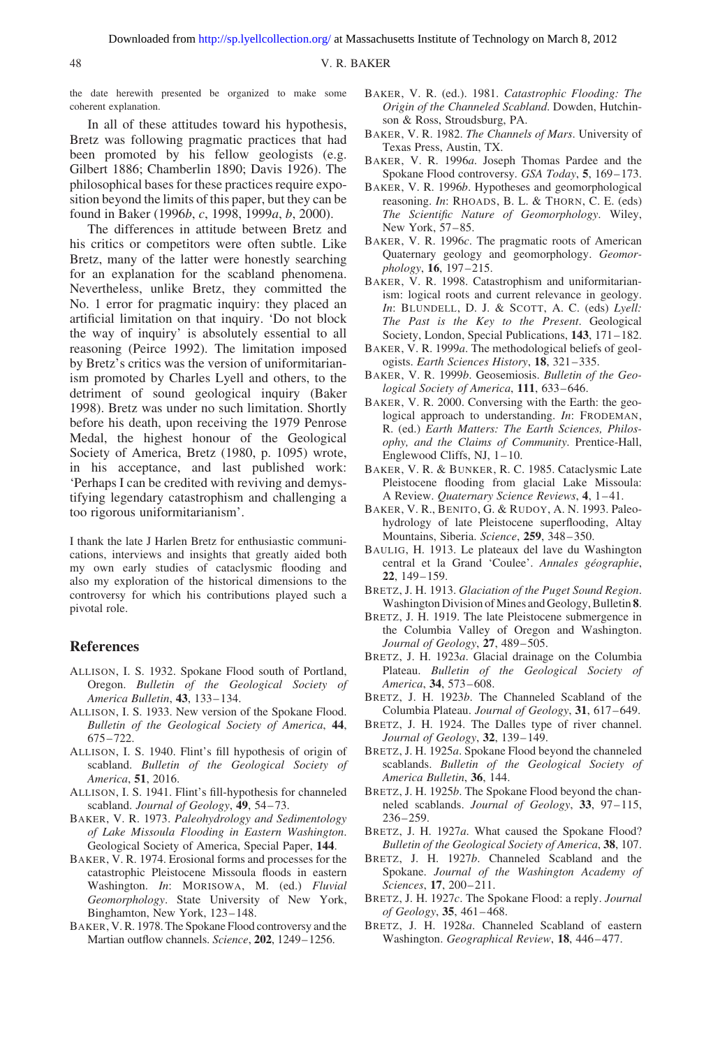the date herewith presented be organized to make some coherent explanation.

In all of these attitudes toward his hypothesis, Bretz was following pragmatic practices that had been promoted by his fellow geologists (e.g. Gilbert 1886; Chamberlin 1890; Davis 1926). The philosophical bases for these practices require exposition beyond the limits of this paper, but they can be found in Baker (1996*b*, *c*, 1998, 1999*a*, *b*, 2000).

The differences in attitude between Bretz and his critics or competitors were often subtle. Like Bretz, many of the latter were honestly searching for an explanation for the scabland phenomena. Nevertheless, unlike Bretz, they committed the No. 1 error for pragmatic inquiry: they placed an artificial limitation on that inquiry. 'Do not block the way of inquiry' is absolutely essential to all reasoning (Peirce 1992). The limitation imposed by Bretz's critics was the version of uniformitarianism promoted by Charles Lyell and others, to the detriment of sound geological inquiry (Baker 1998). Bretz was under no such limitation. Shortly before his death, upon receiving the 1979 Penrose Medal, the highest honour of the Geological Society of America, Bretz (1980, p. 1095) wrote, in his acceptance, and last published work: 'Perhaps I can be credited with reviving and demystifying legendary catastrophism and challenging a too rigorous uniformitarianism'.

I thank the late J Harlen Bretz for enthusiastic communications, interviews and insights that greatly aided both my own early studies of cataclysmic flooding and also my exploration of the historical dimensions to the controversy for which his contributions played such a pivotal role.

## References

Allison, I. S. 1932. Spokane Flood south of Portland, Oregon. *Bulletin of the Geological Society of America Bulletin*, **43**, 133–134.

Allison, I. S. 1933. New version of the Spokane Flood. *Bulletin of the Geological Society of America*, **44**, 675–722.

Allison, I. S. 1940. Flint's fill hypothesis of origin of scabland. *Bulletin of the Geological Society of America*, **51**, 2016.

Allison, I. S. 1941. Flint's fill-hypothesis for channeled scabland. *Journal of Geology*, **49**, 54–73.

Baker, V. R. 1973. *Paleohydrology and Sedimentology of Lake Missoula Flooding in Eastern Washington*. Geological Society of America, Special Paper, **144**.

Baker, V. R. 1974. Erosional forms and processes for the catastrophic Pleistocene Missoula floods in eastern Washington. *In*: Morisowa, M. (ed.) *Fluvial Geomorphology*. State University of New York, Binghamton, New York, 123–148.

Baker, V. R. 1978. The Spokane Flood controversy and the Martian outflow channels. *Science*, **202**, 1249–1256.

Baker, V. R. (ed.). 1981. *Catastrophic Flooding: The Origin of the Channeled Scabland*. Dowden, Hutchinson & Ross, Stroudsburg, PA.

Baker, V. R. 1982. *The Channels of Mars*. University of Texas Press, Austin, TX.

Baker, V. R. 1996*a*. Joseph Thomas Pardee and the Spokane Flood controversy. *GSA Today*, **5**, 169–173.

Baker, V. R. 1996*b*. Hypotheses and geomorphological reasoning. *In*: Rhoads, B. L. & Thorn, C. E. (eds) *The Scientific Nature of Geomorphology*. Wiley, New York, 57–85.

Baker, V. R. 1996*c*. The pragmatic roots of American Quaternary geology and geomorphology. *Geomorphology*, **16**, 197–215.

Baker, V. R. 1998. Catastrophism and uniformitarianism: logical roots and current relevance in geology. *In*: Blundell, D. J. & Scott, A. C. (eds) *Lyell: The Past is the Key to the Present*. Geological Society, London, Special Publications, **143**, 171–182.

Baker, V. R. 1999*a*. The methodological beliefs of geologists. *Earth Sciences History*, **18**, 321–335.

Baker, V. R. 1999*b*. Geosemiosis. *Bulletin of the Geological Society of America*, **111**, 633–646.

Baker, V. R. 2000. Conversing with the Earth: the geological approach to understanding. *In*: Frodeman, R. (ed.) *Earth Matters: The Earth Sciences, Philosophy, and the Claims of Community*. Prentice-Hall, Englewood Cliffs, NJ, 1–10.

Baker, V. R. & Bunker, R. C. 1985. Cataclysmic Late Pleistocene flooding from glacial Lake Missoula: A Review. *Quaternary Science Reviews*, **4**, 1–41.

Baker, V. R., Benito, G. & Rudoy, A. N. 1993. Paleohydrology of late Pleistocene superflooding, Altay Mountains, Siberia. *Science*, **259**, 348–350.

Baulig, H. 1913. Le plateaux del lave du Washington central et la Grand 'Coulee'. *Annales géographie*, **22**, 149–159.

Bretz, J. H. 1913. *Glaciation of the Puget Sound Region*. Washington Division of Mines and Geology, Bulletin **8**.

Bretz, J. H. 1919. The late Pleistocene submergence in the Columbia Valley of Oregon and Washington. *Journal of Geology*, **27**, 489–505.

Bretz, J. H. 1923*a*. Glacial drainage on the Columbia Plateau. *Bulletin of the Geological Society of America*, **34**, 573–608.

Bretz, J. H. 1923*b*. The Channeled Scabland of the Columbia Plateau. *Journal of Geology*, **31**, 617–649.

Bretz, J. H. 1924. The Dalles type of river channel. *Journal of Geology*, **32**, 139–149.

Bretz, J. H. 1925*a*. Spokane Flood beyond the channeled scablands. *Bulletin of the Geological Society of America Bulletin*, **36**, 144.

Bretz, J. H. 1925*b*. The Spokane Flood beyond the channeled scablands. *Journal of Geology*, **33**, 97–115, 236–259.

Bretz, J. H. 1927*a*. What caused the Spokane Flood? *Bulletin of the Geological Society of America*, **38**, 107.

Bretz, J. H. 1927*b*. Channeled Scabland and the Spokane. *Journal of the Washington Academy of Sciences*, **17**, 200–211.

Bretz, J. H. 1927*c*. The Spokane Flood: a reply. *Journal of Geology*, **35**, 461–468.

Bretz, J. H. 1928*a*. Channeled Scabland of eastern Washington. *Geographical Review*, **18**, 446–477.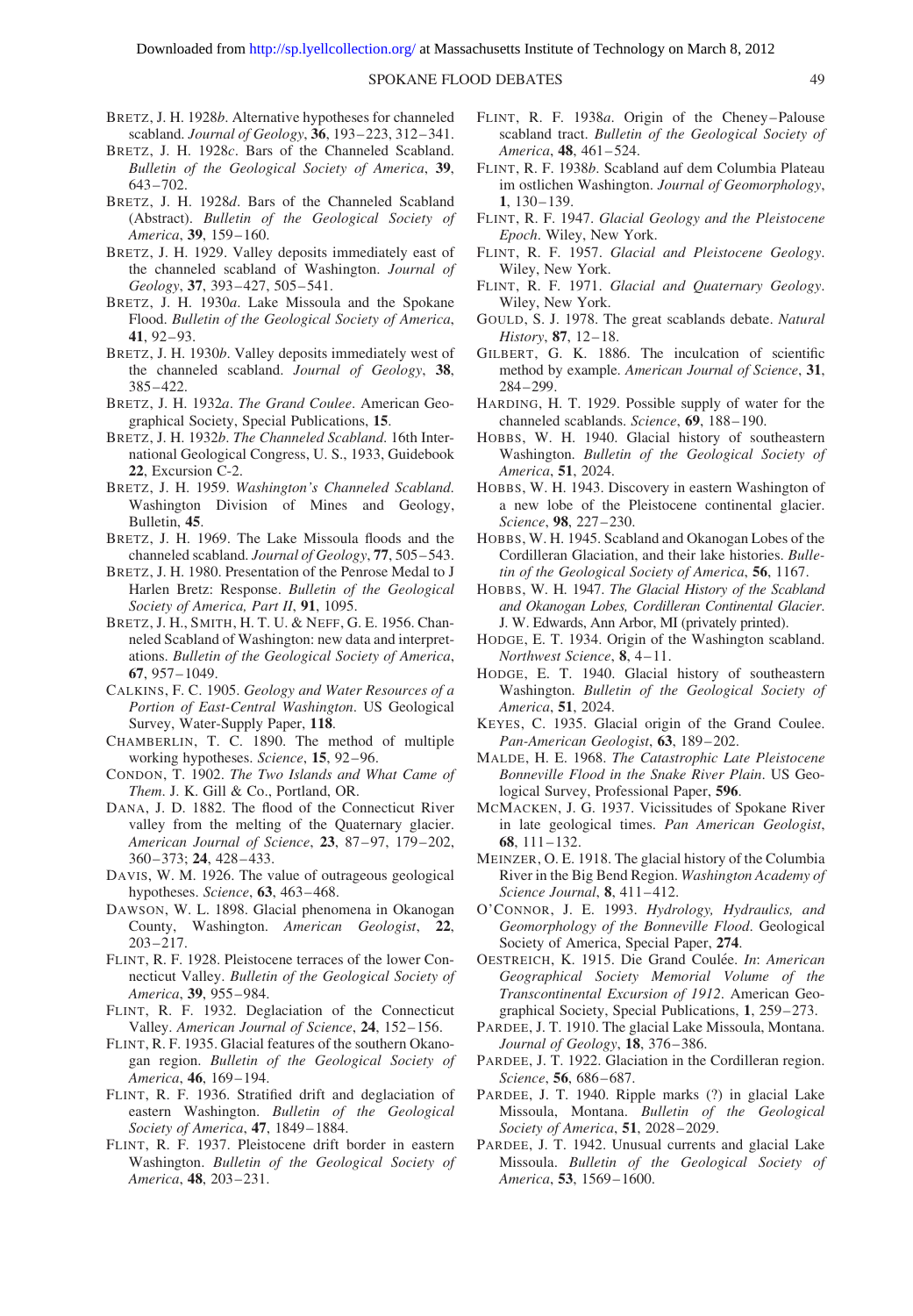BRETZ, J. H. 1928*b*. Alternative hypotheses for channeled scabland. *Journal of Geology*, **36**, 193–223, 312–341.

BRETZ, J. H. 1928*c*. Bars of the Channeled Scabland. *Bulletin of the Geological Society of America*, **39**, 643–702.

BRETZ, J. H. 1928*d*. Bars of the Channeled Scabland (Abstract). *Bulletin of the Geological Society of America*, **39**, 159–160.

BRETZ, J. H. 1929. Valley deposits immediately east of the channeled scabland of Washington. *Journal of Geology*, **37**, 393–427, 505–541.

BRETZ, J. H. 1930*a*. Lake Missoula and the Spokane Flood. *Bulletin of the Geological Society of America*, **41**, 92–93.

BRETZ, J. H. 1930*b*. Valley deposits immediately west of the channeled scabland. *Journal of Geology*, **38**, 385–422.

BRETZ, J. H. 1932*a*. *The Grand Coulee*. American Geographical Society, Special Publications, **15**.

BRETZ, J. H. 1932*b*. *The Channeled Scabland*. 16th International Geological Congress, U. S., 1933, Guidebook **22**, Excursion C-2.

BRETZ, J. H. 1959. *Washington's Channeled Scabland*. Washington Division of Mines and Geology, Bulletin, **45**.

BRETZ, J. H. 1969. The Lake Missoula floods and the channeled scabland. *Journal of Geology*, **77**, 505–543.

BRETZ, J. H. 1980. Presentation of the Penrose Medal to J Harlen Bretz: Response. *Bulletin of the Geological Society of America, Part II*, **91**, 1095.

BRETZ, J. H., SMITH, H. T. U. & NEFF, G. E. 1956. Channeled Scabland of Washington: new data and interpretations. *Bulletin of the Geological Society of America*, **67**, 957–1049.

CALKINS, F. C. 1905. *Geology and Water Resources of a Portion of East-Central Washington*. US Geological Survey, Water-Supply Paper, **118**.

CHAMBERLIN, T. C. 1890. The method of multiple working hypotheses. *Science*, **15**, 92–96.

CONDON, T. 1902. *The Two Islands and What Came of Them*. J. K. Gill & Co., Portland, OR.

DANA, J. D. 1882. The flood of the Connecticut River valley from the melting of the Quaternary glacier. *American Journal of Science*, **23**, 87–97, 179–202, 360–373; **24**, 428–433.

DAVIS, W. M. 1926. The value of outrageous geological hypotheses. *Science*, **63**, 463–468.

DAWSON, W. L. 1898. Glacial phenomena in Okanogan County, Washington. *American Geologist*, **22**, 203–217.

FLINT, R. F. 1928. Pleistocene terraces of the lower Connecticut Valley. *Bulletin of the Geological Society of America*, **39**, 955–984.

FLINT, R. F. 1932. Deglaciation of the Connecticut Valley. *American Journal of Science*, **24**, 152–156.

FLINT, R. F. 1935. Glacial features of the southern Okanogan region. *Bulletin of the Geological Society of America*, **46**, 169–194.

FLINT, R. F. 1936. Stratified drift and deglaciation of eastern Washington. *Bulletin of the Geological Society of America*, **47**, 1849–1884.

FLINT, R. F. 1937. Pleistocene drift border in eastern Washington. *Bulletin of the Geological Society of America*, **48**, 203–231.

FLINT, R. F. 1938*a*. Origin of the Cheney–Palouse scabland tract. *Bulletin of the Geological Society of America*, **48**, 461–524.

FLINT, R. F. 1938*b*. Scabland auf dem Columbia Plateau im ostlichen Washington. *Journal of Geomorphology*, **1**, 130–139.

FLINT, R. F. 1947. *Glacial Geology and the Pleistocene Epoch*. Wiley, New York.

FLINT, R. F. 1957. *Glacial and Pleistocene Geology*. Wiley, New York.

FLINT, R. F. 1971. *Glacial and Quaternary Geology*. Wiley, New York.

GOULD, S. J. 1978. The great scablands debate. *Natural History*, **87**, 12–18.

GILBERT, G. K. 1886. The inculcation of scientific method by example. *American Journal of Science*, **31**, 284–299.

HARDING, H. T. 1929. Possible supply of water for the channeled scablands. *Science*, **69**, 188–190.

HOBBS, W. H. 1940. Glacial history of southeastern Washington. *Bulletin of the Geological Society of America*, **51**, 2024.

HOBBS, W. H. 1943. Discovery in eastern Washington of a new lobe of the Pleistocene continental glacier. *Science*, **98**, 227–230.

HOBBS, W. H. 1945. Scabland and Okanogan Lobes of the Cordilleran Glaciation, and their lake histories. *Bulletin of the Geological Society of America*, **56**, 1167.

HOBBS, W. H. 1947. *The Glacial History of the Scabland and Okanogan Lobes, Cordilleran Continental Glacier*. J. W. Edwards, Ann Arbor, MI (privately printed).

HODGE, E. T. 1934. Origin of the Washington scabland. *Northwest Science*, **8**, 4–11.

HODGE, E. T. 1940. Glacial history of southeastern Washington. *Bulletin of the Geological Society of America*, **51**, 2024.

KEYES, C. 1935. Glacial origin of the Grand Coulee. *Pan-American Geologist*, **63**, 189–202.

MALDE, H. E. 1968. *The Catastrophic Late Pleistocene Bonneville Flood in the Snake River Plain*. US Geological Survey, Professional Paper, **596**.

MCMACKEN, J. G. 1937. Vicissitudes of Spokane River in late geological times. *Pan American Geologist*, **68**, 111–132.

MEINZER, O. E. 1918. The glacial history of the Columbia River in the Big Bend Region. *Washington Academy of Science Journal*, **8**, 411–412.

O'CONNOR, J. E. 1993. *Hydrology, Hydraulics, and Geomorphology of the Bonneville Flood*. Geological Society of America, Special Paper, **274**.

OESTREICH, K. 1915. Die Grand Couleé. *In*: *American Geographical Society Memorial Volume of the Transcontinental Excursion of 1912*. American Geographical Society, Special Publications, **1**, 259–273.

PARDEE, J. T. 1910. The glacial Lake Missoula, Montana. *Journal of Geology*, **18**, 376–386.

PARDEE, J. T. 1922. Glaciation in the Cordilleran region. *Science*, **56**, 686–687.

PARDEE, J. T. 1940. Ripple marks (?) in glacial Lake Missoula, Montana. *Bulletin of the Geological Society of America*, **51**, 2028–2029.

PARDEE, J. T. 1942. Unusual currents and glacial Lake Missoula. *Bulletin of the Geological Society of America*, **53**, 1569–1600.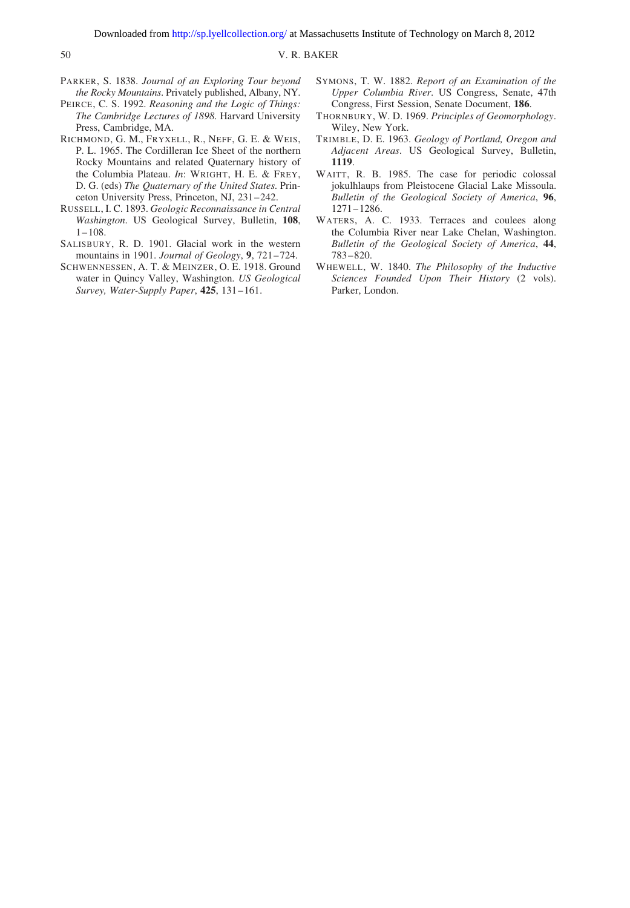Parker, S. 1838. *Journal of an Exploring Tour beyond the Rocky Mountains*. Privately published, Albany, NY.

Peirce, C. S. 1992. *Reasoning and the Logic of Things: The Cambridge Lectures of 1898*. Harvard University Press, Cambridge, MA.

Richmond, G. M., Fryxell, R., Neff, G. E. & Weis, P. L. 1965. The Cordilleran Ice Sheet of the northern Rocky Mountains and related Quaternary history of the Columbia Plateau. *In*: Wright, H. E. & Frey, D. G. (eds) *The Quaternary of the United States*. Princeton University Press, Princeton, NJ, 231–242.

Russell, I. C. 1893. *Geologic Reconnaissance in Central Washington*. US Geological Survey, Bulletin, **108**, 1–108.

Salisbury, R. D. 1901. Glacial work in the western mountains in 1901. *Journal of Geology*, **9**, 721–724.

Schwennessen, A. T. & Meinzer, O. E. 1918. Ground water in Quincy Valley, Washington. *US Geological Survey, Water-Supply Paper*, **425**, 131–161.

Symons, T. W. 1882. *Report of an Examination of the Upper Columbia River*. US Congress, Senate, 47th Congress, First Session, Senate Document, **186**.

Thornbury, W. D. 1969. *Principles of Geomorphology*. Wiley, New York.

Trimble, D. E. 1963. *Geology of Portland, Oregon and Adjacent Areas*. US Geological Survey, Bulletin, **1119**.

Waitt, R. B. 1985. The case for periodic colossal jokulhlaups from Pleistocene Glacial Lake Missoula. *Bulletin of the Geological Society of America*, **96**, 1271–1286.

Waters, A. C. 1933. Terraces and coulees along the Columbia River near Lake Chelan, Washington. *Bulletin of the Geological Society of America*, **44**, 783–820.

Whewell, W. 1840. *The Philosophy of the Inductive Sciences Founded Upon Their History* (2 vols). Parker, London.